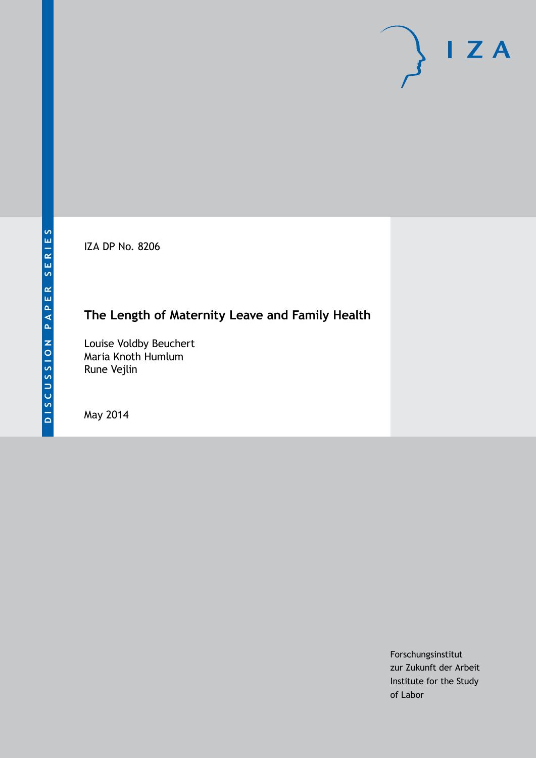DISCUSSION PAPER SERIES

IZA DP No. 8206

# The Length of Maternity Leave and Family Health

Louise Voldby Beuchert
Maria Knoth Humlum
Rune Vejlin

May 2014

Forschungsinstitut
zur Zukunft der Arbeit
Institute for the Study
of Labor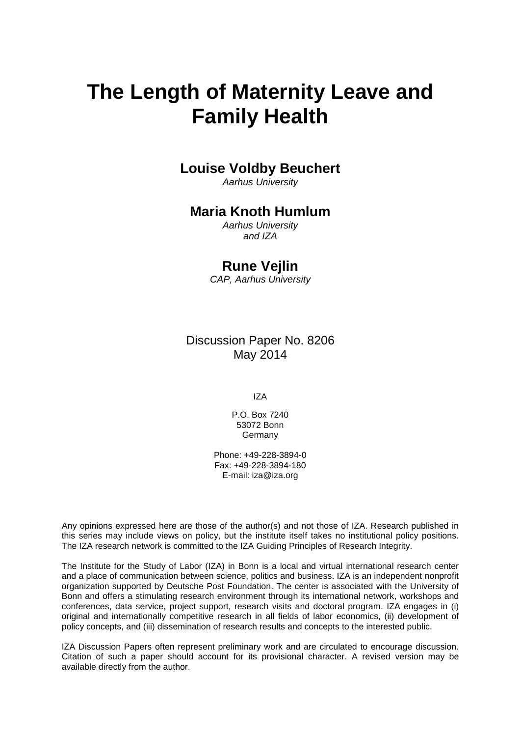# The Length of Maternity Leave and Family Health

**Louise Voldby Beuchert**
*Aarhus University*

**Maria Knoth Humlum**
*Aarhus University*
*and IZA*

**Rune Vejlin**
*CAP, Aarhus University*

Discussion Paper No. 8206
May 2014

IZA

P.O. Box 7240
53072 Bonn
Germany

Phone: +49-228-3894-0
Fax: +49-228-3894-180
E-mail: iza@iza.org

Any opinions expressed here are those of the author(s) and not those of IZA. Research published in this series may include views on policy, but the institute itself takes no institutional policy positions. The IZA research network is committed to the IZA Guiding Principles of Research Integrity.

The Institute for the Study of Labor (IZA) in Bonn is a local and virtual international research center and a place of communication between science, politics and business. IZA is an independent nonprofit organization supported by Deutsche Post Foundation. The center is associated with the University of Bonn and offers a stimulating research environment through its international network, workshops and conferences, data service, project support, research visits and doctoral program. IZA engages in (i) original and internationally competitive research in all fields of labor economics, (ii) development of policy concepts, and (iii) dissemination of research results and concepts to the interested public.

IZA Discussion Papers often represent preliminary work and are circulated to encourage discussion. Citation of such a paper should account for its provisional character. A revised version may be available directly from the author.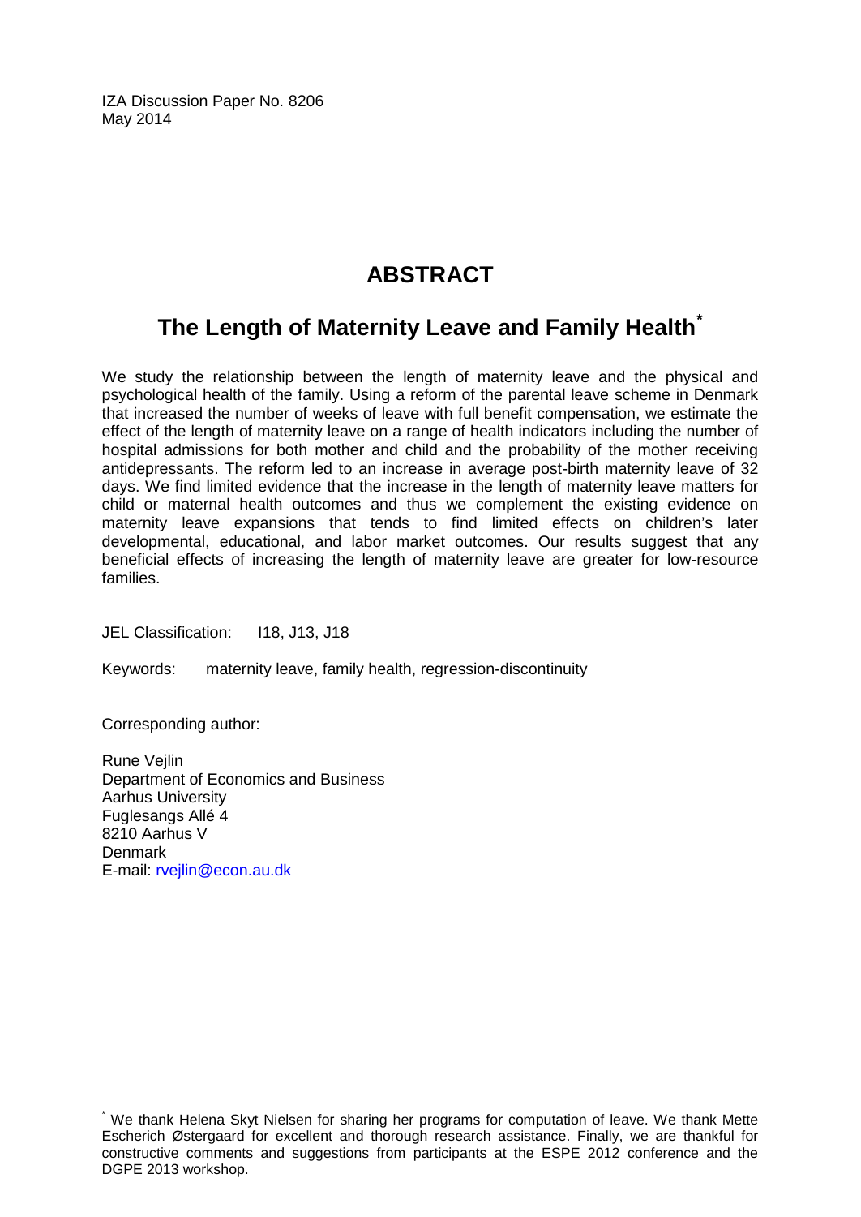IZA Discussion Paper No. 8206
May 2014

# ABSTRACT

## The Length of Maternity Leave and Family Health*

We study the relationship between the length of maternity leave and the physical and psychological health of the family. Using a reform of the parental leave scheme in Denmark that increased the number of weeks of leave with full benefit compensation, we estimate the effect of the length of maternity leave on a range of health indicators including the number of hospital admissions for both mother and child and the probability of the mother receiving antidepressants. The reform led to an increase in average post-birth maternity leave of 32 days. We find limited evidence that the increase in the length of maternity leave matters for child or maternal health outcomes and thus we complement the existing evidence on maternity leave expansions that tends to find limited effects on children's later developmental, educational, and labor market outcomes. Our results suggest that any beneficial effects of increasing the length of maternity leave are greater for low-resource families.

JEL Classification: I18, J13, J18

Keywords: maternity leave, family health, regression-discontinuity

Corresponding author:

Rune Vejlin
Department of Economics and Business
Aarhus University
Fuglesangs Allé 4
8210 Aarhus V
Denmark
E-mail: rvejlin@econ.au.dk

---

* We thank Helena Skyt Nielsen for sharing her programs for computation of leave. We thank Mette Escherich Østergaard for excellent and thorough research assistance. Finally, we are thankful for constructive comments and suggestions from participants at the ESPE 2012 conference and the DGPE 2013 workshop.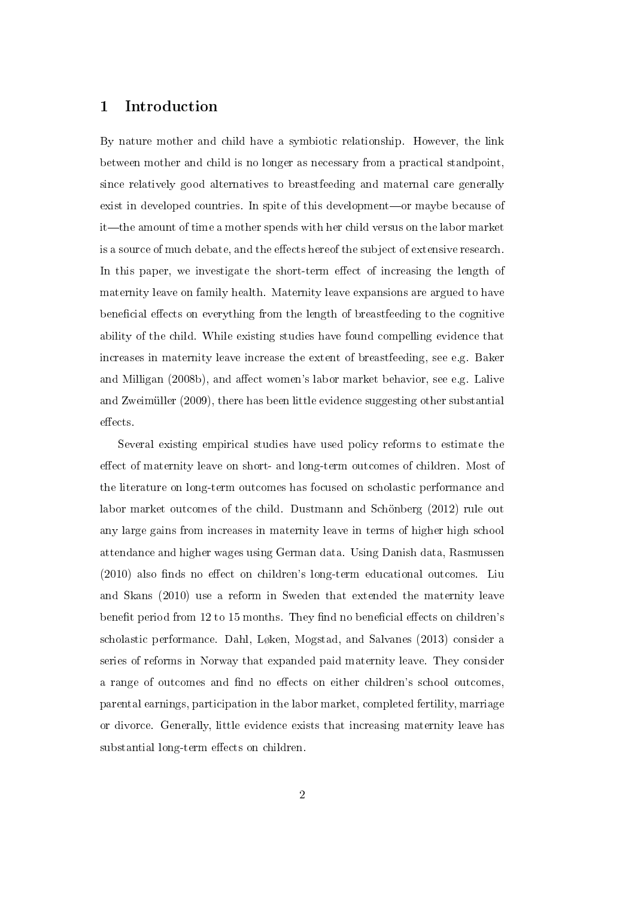# 1 Introduction

By nature mother and child have a symbiotic relationship. However, the link between mother and child is no longer as necessary from a practical standpoint, since relatively good alternatives to breastfeeding and maternal care generally exist in developed countries. In spite of this development—or maybe because of it—the amount of time a mother spends with her child versus on the labor market is a source of much debate, and the effects hereof the subject of extensive research. In this paper, we investigate the short-term effect of increasing the length of maternity leave on family health. Maternity leave expansions are argued to have beneficial effects on everything from the length of breastfeeding to the cognitive ability of the child. While existing studies have found compelling evidence that increases in maternity leave increase the extent of breastfeeding, see e.g. Baker and Milligan (2008b), and affect women's labor market behavior, see e.g. Lalive and Zweimüller (2009), there has been little evidence suggesting other substantial effects.

Several existing empirical studies have used policy reforms to estimate the effect of maternity leave on short- and long-term outcomes of children. Most of the literature on long-term outcomes has focused on scholastic performance and labor market outcomes of the child. Dustmann and Schönberg (2012) rule out any large gains from increases in maternity leave in terms of higher high school attendance and higher wages using German data. Using Danish data, Rasmussen (2010) also finds no effect on children's long-term educational outcomes. Liu and Skans (2010) use a reform in Sweden that extended the maternity leave benefit period from 12 to 15 months. They find no beneficial effects on children's scholastic performance. Dahl, Løken, Mogstad, and Salvanes (2013) consider a series of reforms in Norway that expanded paid maternity leave. They consider a range of outcomes and find no effects on either children's school outcomes, parental earnings, participation in the labor market, completed fertility, marriage or divorce. Generally, little evidence exists that increasing maternity leave has substantial long-term effects on children.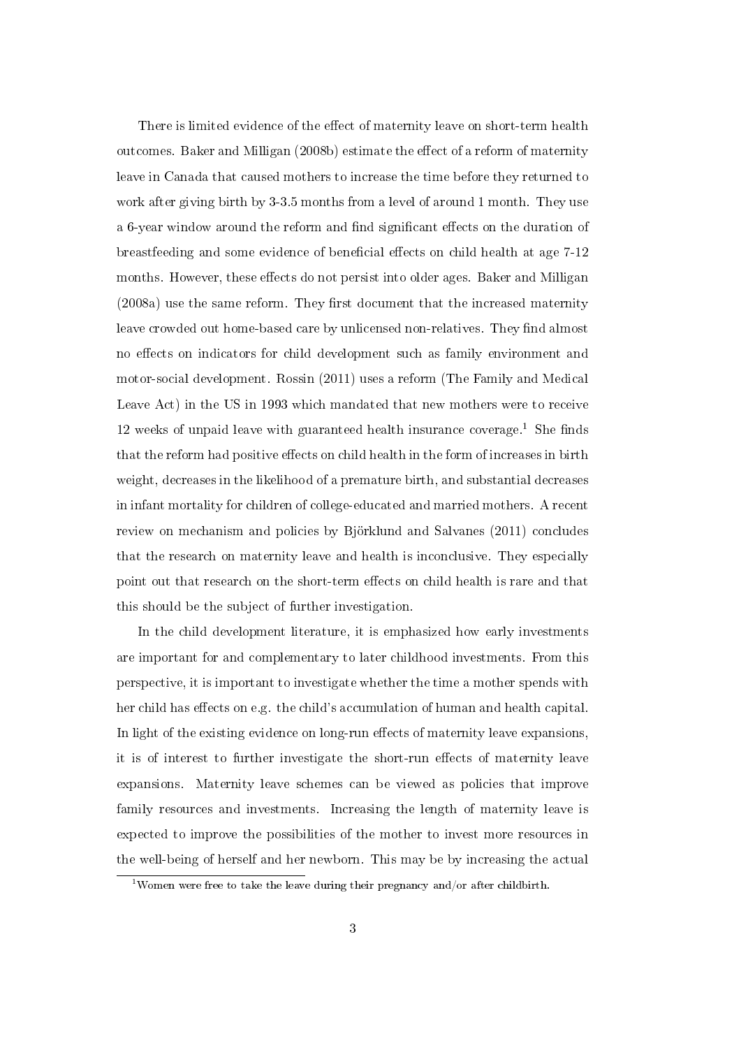There is limited evidence of the effect of maternity leave on short-term health outcomes. Baker and Milligan (2008b) estimate the effect of a reform of maternity leave in Canada that caused mothers to increase the time before they returned to work after giving birth by 3-3.5 months from a level of around 1 month. They use a 6-year window around the reform and find significant effects on the duration of breastfeeding and some evidence of beneficial effects on child health at age 7-12 months. However, these effects do not persist into older ages. Baker and Milligan (2008a) use the same reform. They first document that the increased maternity leave crowded out home-based care by unlicensed non-relatives. They find almost no effects on indicators for child development such as family environment and motor-social development. Rossin (2011) uses a reform (The Family and Medical Leave Act) in the US in 1993 which mandated that new mothers were to receive 12 weeks of unpaid leave with guaranteed health insurance coverage.[1] She finds that the reform had positive effects on child health in the form of increases in birth weight, decreases in the likelihood of a premature birth, and substantial decreases in infant mortality for children of college-educated and married mothers. A recent review on mechanism and policies by Björklund and Salvanes (2011) concludes that the research on maternity leave and health is inconclusive. They especially point out that research on the short-term effects on child health is rare and that this should be the subject of further investigation.

In the child development literature, it is emphasized how early investments are important for and complementary to later childhood investments. From this perspective, it is important to investigate whether the time a mother spends with her child has effects on e.g. the child's accumulation of human and health capital. In light of the existing evidence on long-run effects of maternity leave expansions, it is of interest to further investigate the short-run effects of maternity leave expansions. Maternity leave schemes can be viewed as policies that improve family resources and investments. Increasing the length of maternity leave is expected to improve the possibilities of the mother to invest more resources in the well-being of herself and her newborn. This may be by increasing the actual

[1] Women were free to take the leave during their pregnancy and/or after childbirth.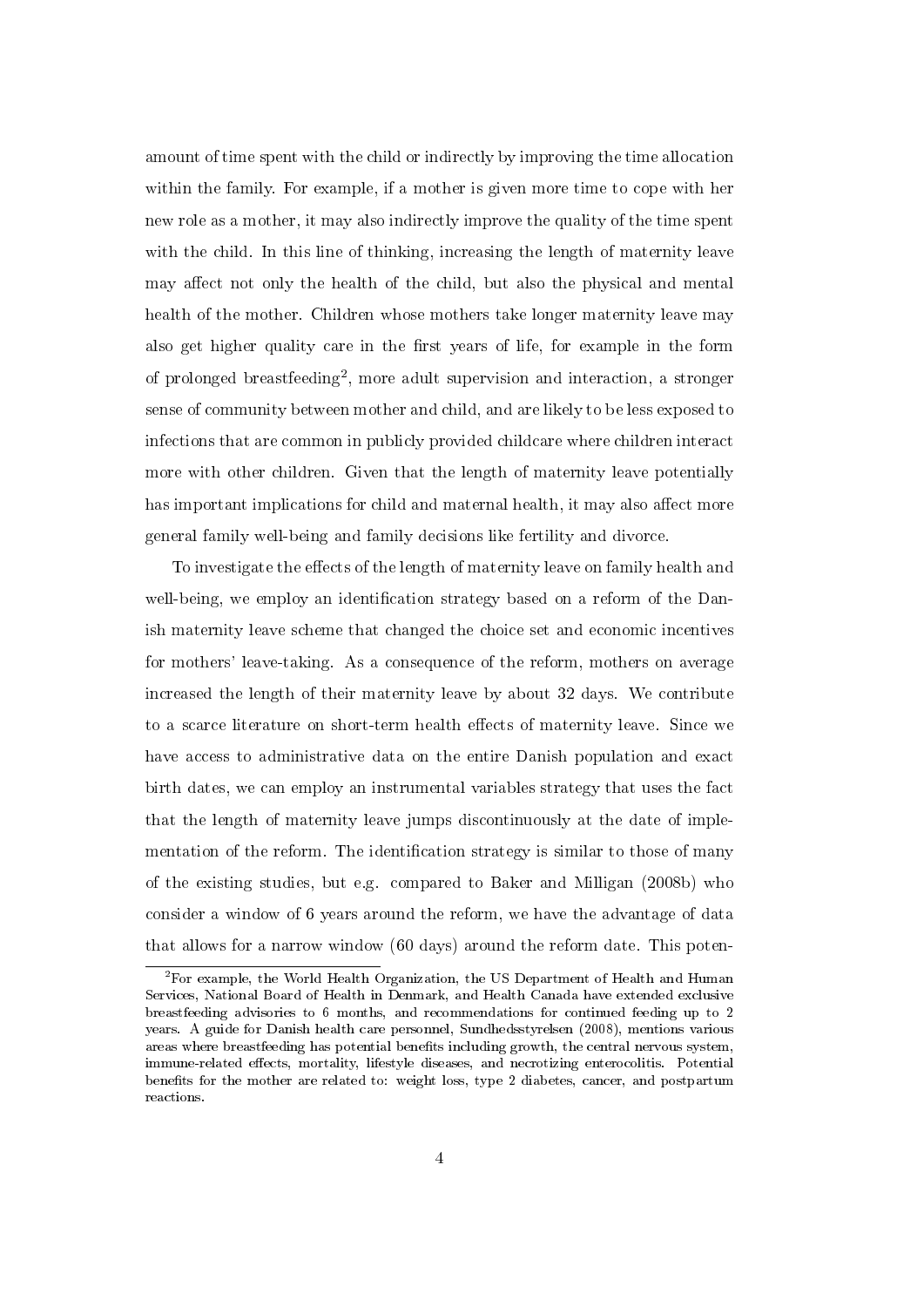amount of time spent with the child or indirectly by improving the time allocation within the family. For example, if a mother is given more time to cope with her new role as a mother, it may also indirectly improve the quality of the time spent with the child. In this line of thinking, increasing the length of maternity leave may affect not only the health of the child, but also the physical and mental health of the mother. Children whose mothers take longer maternity leave may also get higher quality care in the first years of life, for example in the form of prolonged breastfeeding[2], more adult supervision and interaction, a stronger sense of community between mother and child, and are likely to be less exposed to infections that are common in publicly provided childcare where children interact more with other children. Given that the length of maternity leave potentially has important implications for child and maternal health, it may also affect more general family well-being and family decisions like fertility and divorce.

To investigate the effects of the length of maternity leave on family health and well-being, we employ an identification strategy based on a reform of the Danish maternity leave scheme that changed the choice set and economic incentives for mothers' leave-taking. As a consequence of the reform, mothers on average increased the length of their maternity leave by about 32 days. We contribute to a scarce literature on short-term health effects of maternity leave. Since we have access to administrative data on the entire Danish population and exact birth dates, we can employ an instrumental variables strategy that uses the fact that the length of maternity leave jumps discontinuously at the date of implementation of the reform. The identification strategy is similar to those of many of the existing studies, but e.g. compared to Baker and Milligan (2008b) who consider a window of 6 years around the reform, we have the advantage of data that allows for a narrow window (60 days) around the reform date. This poten-

[2] For example, the World Health Organization, the US Department of Health and Human Services, National Board of Health in Denmark, and Health Canada have extended exclusive breastfeeding advisories to 6 months, and recommendations for continued feeding up to 2 years. A guide for Danish health care personnel, Sundhedsstyrelsen (2008), mentions various areas where breastfeeding has potential benefits including growth, the central nervous system, immune-related effects, mortality, lifestyle diseases, and necrotizing enterocolitis. Potential benefits for the mother are related to: weight loss, type 2 diabetes, cancer, and postpartum reactions.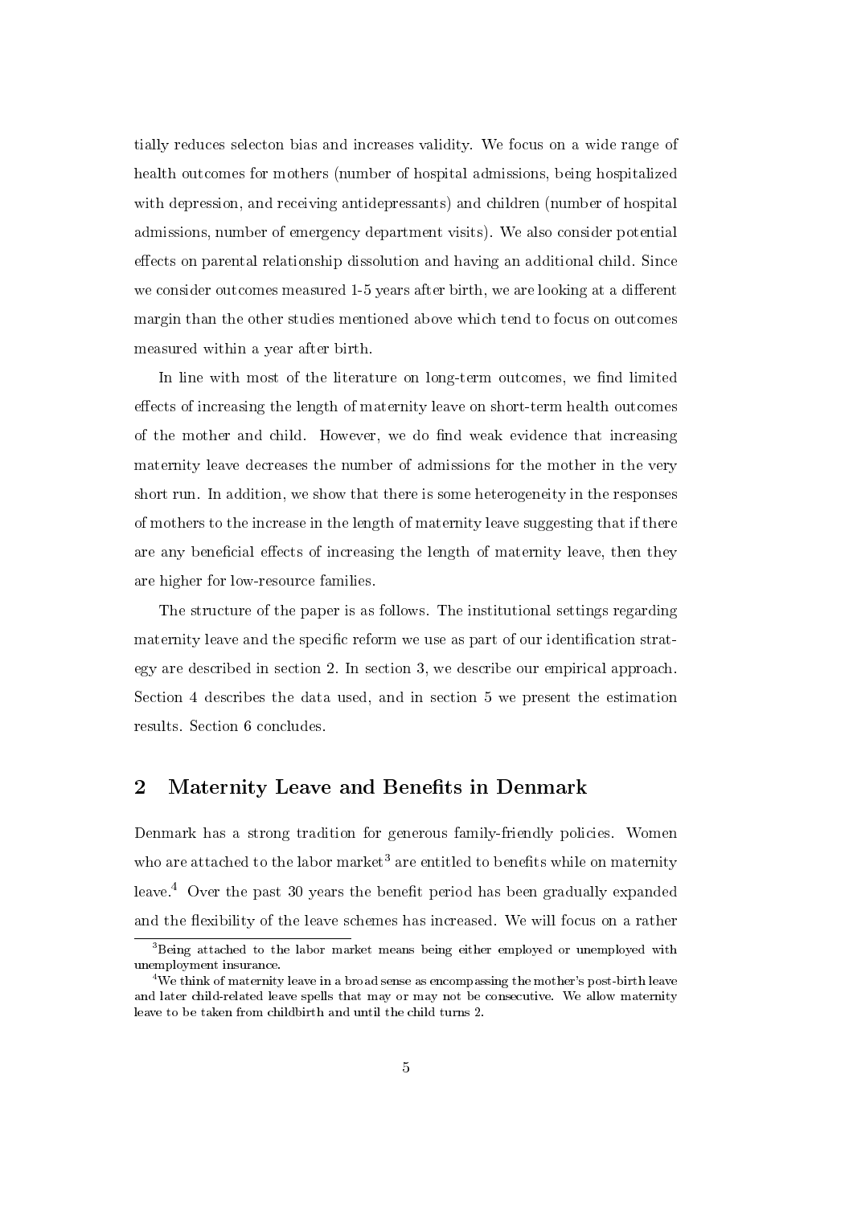tially reduces selecton bias and increases validity. We focus on a wide range of health outcomes for mothers (number of hospital admissions, being hospitalized with depression, and receiving antidepressants) and children (number of hospital admissions, number of emergency department visits). We also consider potential effects on parental relationship dissolution and having an additional child. Since we consider outcomes measured 1-5 years after birth, we are looking at a different margin than the other studies mentioned above which tend to focus on outcomes measured within a year after birth.

In line with most of the literature on long-term outcomes, we find limited effects of increasing the length of maternity leave on short-term health outcomes of the mother and child. However, we do find weak evidence that increasing maternity leave decreases the number of admissions for the mother in the very short run. In addition, we show that there is some heterogeneity in the responses of mothers to the increase in the length of maternity leave suggesting that if there are any beneficial effects of increasing the length of maternity leave, then they are higher for low-resource families.

The structure of the paper is as follows. The institutional settings regarding maternity leave and the specific reform we use as part of our identification strategy are described in section 2. In section 3, we describe our empirical approach. Section 4 describes the data used, and in section 5 we present the estimation results. Section 6 concludes.

## 2 Maternity Leave and Benefits in Denmark

Denmark has a strong tradition for generous family-friendly policies. Women who are attached to the labor market[3] are entitled to benefits while on maternity leave.[4] Over the past 30 years the benefit period has been gradually expanded and the flexibility of the leave schemes has increased. We will focus on a rather

[3]Being attached to the labor market means being either employed or unemployed with unemployment insurance.

[4]We think of maternity leave in a broad sense as encompassing the mother's post-birth leave and later child-related leave spells that may or may not be consecutive. We allow maternity leave to be taken from childbirth and until the child turns 2.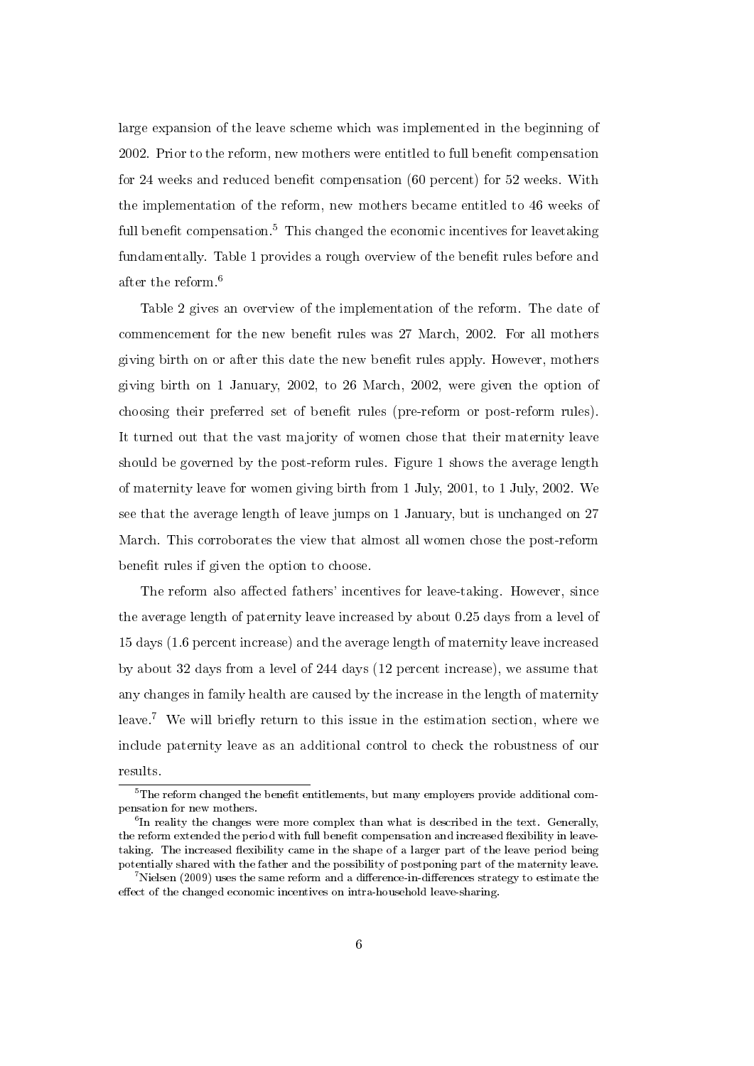large expansion of the leave scheme which was implemented in the beginning of 2002. Prior to the reform, new mothers were entitled to full benefit compensation for 24 weeks and reduced benefit compensation (60 percent) for 52 weeks. With the implementation of the reform, new mothers became entitled to 46 weeks of full benefit compensation.[5] This changed the economic incentives for leavetaking fundamentally. Table 1 provides a rough overview of the benefit rules before and after the reform.[6]

Table 2 gives an overview of the implementation of the reform. The date of commencement for the new benefit rules was 27 March, 2002. For all mothers giving birth on or after this date the new benefit rules apply. However, mothers giving birth on 1 January, 2002, to 26 March, 2002, were given the option of choosing their preferred set of benefit rules (pre-reform or post-reform rules). It turned out that the vast majority of women chose that their maternity leave should be governed by the post-reform rules. Figure 1 shows the average length of maternity leave for women giving birth from 1 July, 2001, to 1 July, 2002. We see that the average length of leave jumps on 1 January, but is unchanged on 27 March. This corroborates the view that almost all women chose the post-reform benefit rules if given the option to choose.

The reform also affected fathers' incentives for leave-taking. However, since the average length of paternity leave increased by about 0.25 days from a level of 15 days (1.6 percent increase) and the average length of maternity leave increased by about 32 days from a level of 244 days (12 percent increase), we assume that any changes in family health are caused by the increase in the length of maternity leave.[7] We will briefly return to this issue in the estimation section, where we include paternity leave as an additional control to check the robustness of our results.

[5] The reform changed the benefit entitlements, but many employers provide additional compensation for new mothers.

[6] In reality the changes were more complex than what is described in the text. Generally, the reform extended the period with full benefit compensation and increased flexibility in leave-taking. The increased flexibility came in the shape of a larger part of the leave period being potentially shared with the father and the possibility of postponing part of the maternity leave.

[7] Nielsen (2009) uses the same reform and a difference-in-differences strategy to estimate the effect of the changed economic incentives on intra-household leave-sharing.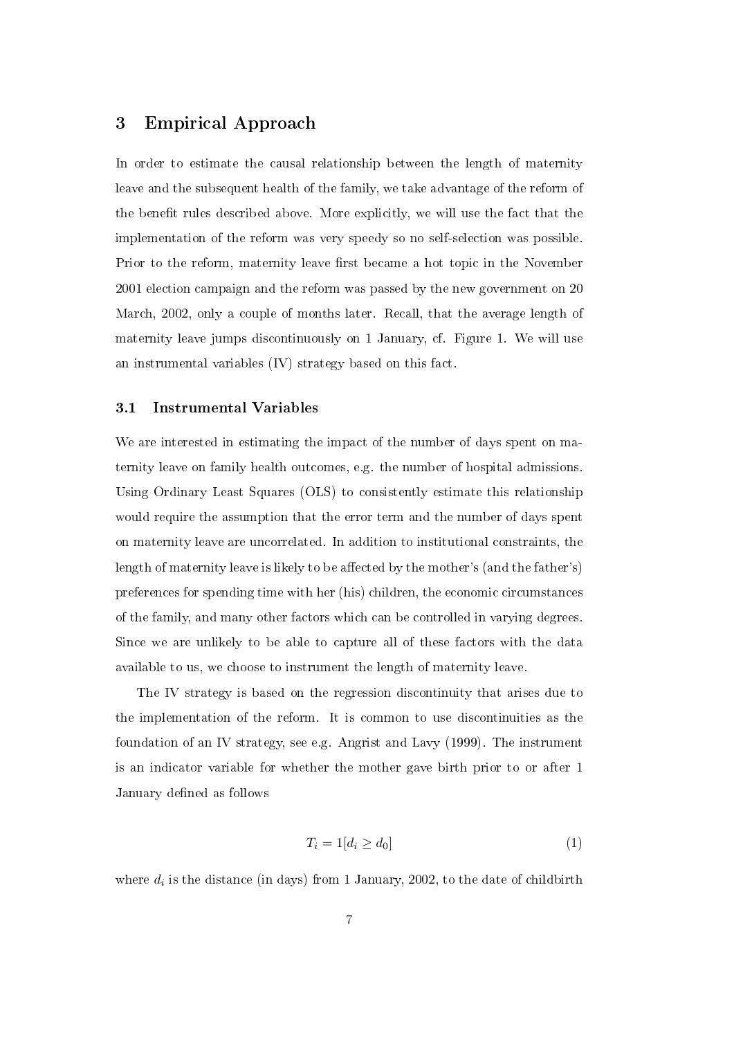## 3 Empirical Approach

In order to estimate the causal relationship between the length of maternity leave and the subsequent health of the family, we take advantage of the reform of the benefit rules described above. More explicitly, we will use the fact that the implementation of the reform was very speedy so no self-selection was possible. Prior to the reform, maternity leave first became a hot topic in the November 2001 election campaign and the reform was passed by the new government on 20 March, 2002, only a couple of months later. Recall, that the average length of maternity leave jumps discontinuously on 1 January, cf. Figure 1. We will use an instrumental variables (IV) strategy based on this fact.

### 3.1 Instrumental Variables

We are interested in estimating the impact of the number of days spent on maternity leave on family health outcomes, e.g. the number of hospital admissions. Using Ordinary Least Squares (OLS) to consistently estimate this relationship would require the assumption that the error term and the number of days spent on maternity leave are uncorrelated. In addition to institutional constraints, the length of maternity leave is likely to be affected by the mother's (and the father's) preferences for spending time with her (his) children, the economic circumstances of the family, and many other factors which can be controlled in varying degrees. Since we are unlikely to be able to capture all of these factors with the data available to us, we choose to instrument the length of maternity leave.

The IV strategy is based on the regression discontinuity that arises due to the implementation of the reform. It is common to use discontinuities as the foundation of an IV strategy, see e.g. Angrist and Lavy (1999). The instrument is an indicator variable for whether the mother gave birth prior to or after 1 January defined as follows

$$T_i = 1[d_i \geq d_0] \tag{1}$$

where $d_i$ is the distance (in days) from 1 January, 2002, to the date of childbirth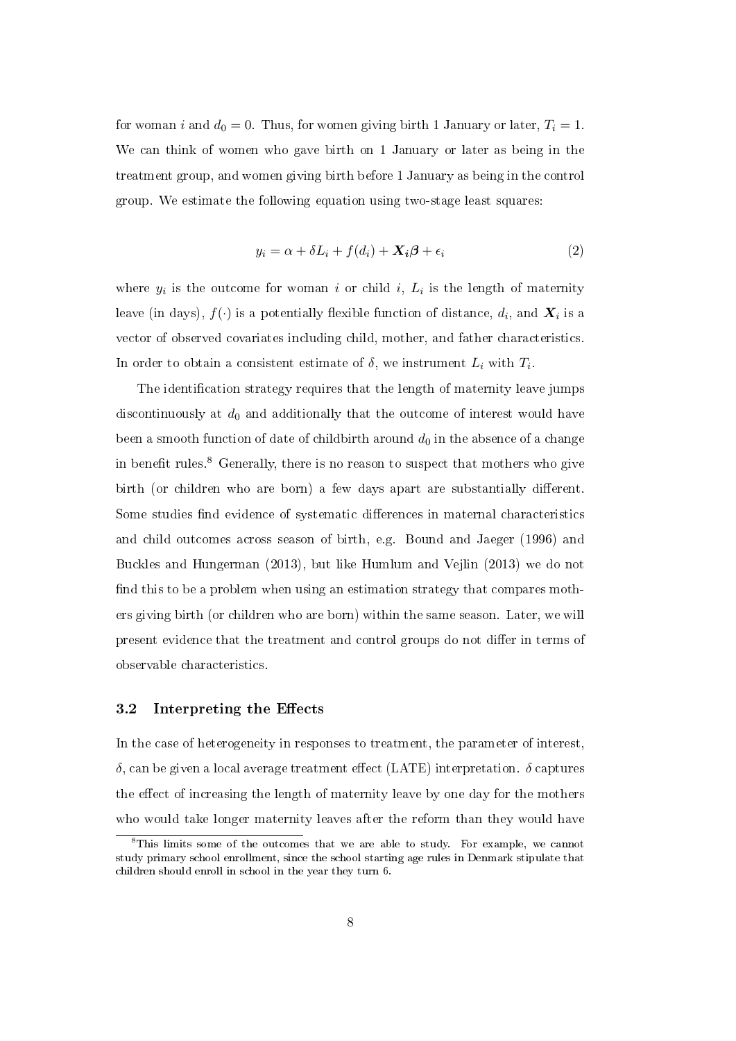for woman $i$ and $d_0 = 0$. Thus, for women giving birth 1 January or later, $T_i = 1$. We can think of women who gave birth on 1 January or later as being in the treatment group, and women giving birth before 1 January as being in the control group. We estimate the following equation using two-stage least squares:

$$y_i = \alpha + \delta L_i + f(d_i) + \boldsymbol{X_i \beta} + \epsilon_i \tag{2}$$

where $y_i$ is the outcome for woman $i$ or child $i$, $L_i$ is the length of maternity leave (in days), $f(\cdot)$ is a potentially flexible function of distance, $d_i$, and $\boldsymbol{X}_i$ is a vector of observed covariates including child, mother, and father characteristics. In order to obtain a consistent estimate of $\delta$, we instrument $L_i$ with $T_i$.

The identification strategy requires that the length of maternity leave jumps discontinuously at $d_0$ and additionally that the outcome of interest would have been a smooth function of date of childbirth around $d_0$ in the absence of a change in benefit rules.[8] Generally, there is no reason to suspect that mothers who give birth (or children who are born) a few days apart are substantially different. Some studies find evidence of systematic differences in maternal characteristics and child outcomes across season of birth, e.g. Bound and Jaeger (1996) and Buckles and Hungerman (2013), but like Humlum and Vejlin (2013) we do not find this to be a problem when using an estimation strategy that compares mothers giving birth (or children who are born) within the same season. Later, we will present evidence that the treatment and control groups do not differ in terms of observable characteristics.

### 3.2 Interpreting the Effects

In the case of heterogeneity in responses to treatment, the parameter of interest, $\delta$, can be given a local average treatment effect (LATE) interpretation. $\delta$ captures the effect of increasing the length of maternity leave by one day for the mothers who would take longer maternity leaves after the reform than they would have

[8] This limits some of the outcomes that we are able to study. For example, we cannot study primary school enrollment, since the school starting age rules in Denmark stipulate that children should enroll in school in the year they turn 6.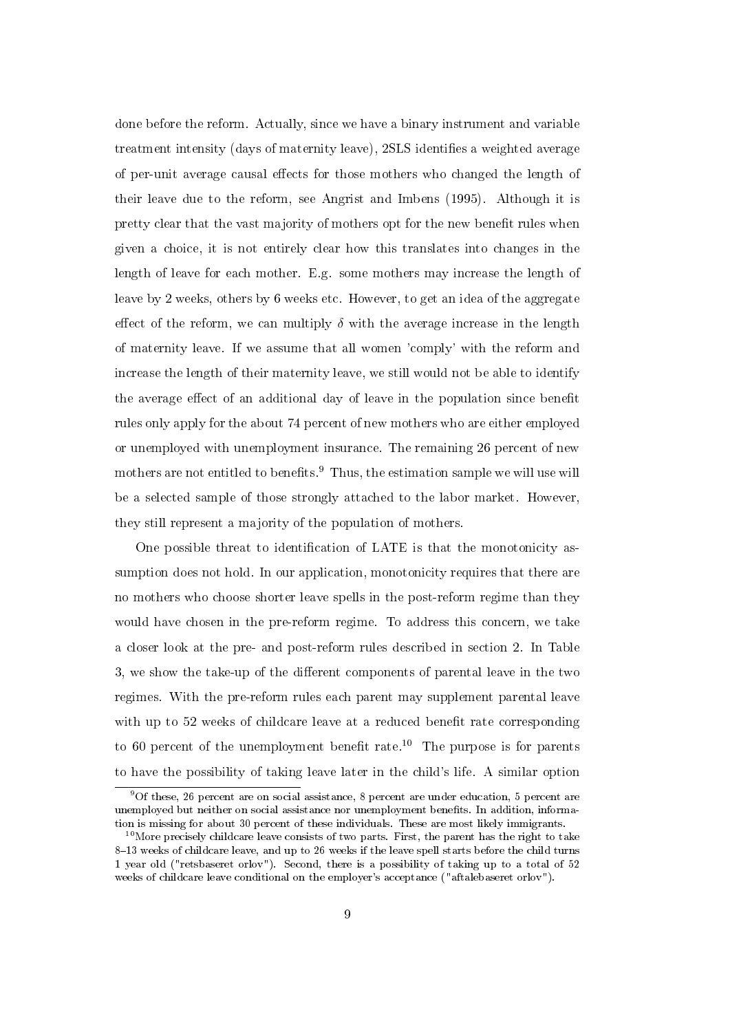done before the reform. Actually, since we have a binary instrument and variable treatment intensity (days of maternity leave), 2SLS identifies a weighted average of per-unit average causal effects for those mothers who changed the length of their leave due to the reform, see Angrist and Imbens (1995). Although it is pretty clear that the vast majority of mothers opt for the new benefit rules when given a choice, it is not entirely clear how this translates into changes in the length of leave for each mother. E.g. some mothers may increase the length of leave by 2 weeks, others by 6 weeks etc. However, to get an idea of the aggregate effect of the reform, we can multiply $\delta$ with the average increase in the length of maternity leave. If we assume that all women 'comply' with the reform and increase the length of their maternity leave, we still would not be able to identify the average effect of an additional day of leave in the population since benefit rules only apply for the about 74 percent of new mothers who are either employed or unemployed with unemployment insurance. The remaining 26 percent of new mothers are not entitled to benefits.[9] Thus, the estimation sample we will use will be a selected sample of those strongly attached to the labor market. However, they still represent a majority of the population of mothers.

One possible threat to identification of LATE is that the monotonicity assumption does not hold. In our application, monotonicity requires that there are no mothers who choose shorter leave spells in the post-reform regime than they would have chosen in the pre-reform regime. To address this concern, we take a closer look at the pre- and post-reform rules described in section 2. In Table 3, we show the take-up of the different components of parental leave in the two regimes. With the pre-reform rules each parent may supplement parental leave with up to 52 weeks of childcare leave at a reduced benefit rate corresponding to 60 percent of the unemployment benefit rate.[10] The purpose is for parents to have the possibility of taking leave later in the child's life. A similar option

[9] Of these, 26 percent are on social assistance, 8 percent are under education, 5 percent are unemployed but neither on social assistance nor unemployment benefits. In addition, information is missing for about 30 percent of these individuals. These are most likely immigrants.

[10] More precisely childcare leave consists of two parts. First, the parent has the right to take 8–13 weeks of childcare leave, and up to 26 weeks if the leave spell starts before the child turns 1 year old ("retsbaseret orlov"). Second, there is a possibility of taking up to a total of 52 weeks of childcare leave conditional on the employer's acceptance ("aftalebaseret orlov").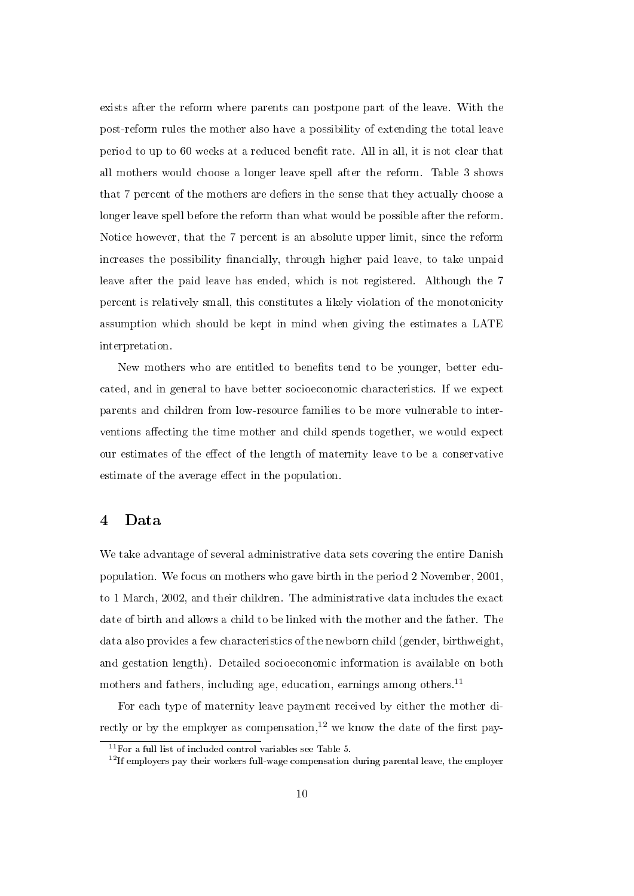exists after the reform where parents can postpone part of the leave. With the post-reform rules the mother also have a possibility of extending the total leave period to up to 60 weeks at a reduced benefit rate. All in all, it is not clear that all mothers would choose a longer leave spell after the reform. Table 3 shows that 7 percent of the mothers are defiers in the sense that they actually choose a longer leave spell before the reform than what would be possible after the reform. Notice however, that the 7 percent is an absolute upper limit, since the reform increases the possibility financially, through higher paid leave, to take unpaid leave after the paid leave has ended, which is not registered. Although the 7 percent is relatively small, this constitutes a likely violation of the monotonicity assumption which should be kept in mind when giving the estimates a LATE interpretation.

New mothers who are entitled to benefits tend to be younger, better educated, and in general to have better socioeconomic characteristics. If we expect parents and children from low-resource families to be more vulnerable to interventions affecting the time mother and child spends together, we would expect our estimates of the effect of the length of maternity leave to be a conservative estimate of the average effect in the population.

## 4 Data

We take advantage of several administrative data sets covering the entire Danish population. We focus on mothers who gave birth in the period 2 November, 2001, to 1 March, 2002, and their children. The administrative data includes the exact date of birth and allows a child to be linked with the mother and the father. The data also provides a few characteristics of the newborn child (gender, birthweight, and gestation length). Detailed socioeconomic information is available on both mothers and fathers, including age, education, earnings among others.[11]

For each type of maternity leave payment received by either the mother directly or by the employer as compensation,[12] we know the date of the first pay-

[11] For a full list of included control variables see Table 5.

[12] If employers pay their workers full-wage compensation during parental leave, the employer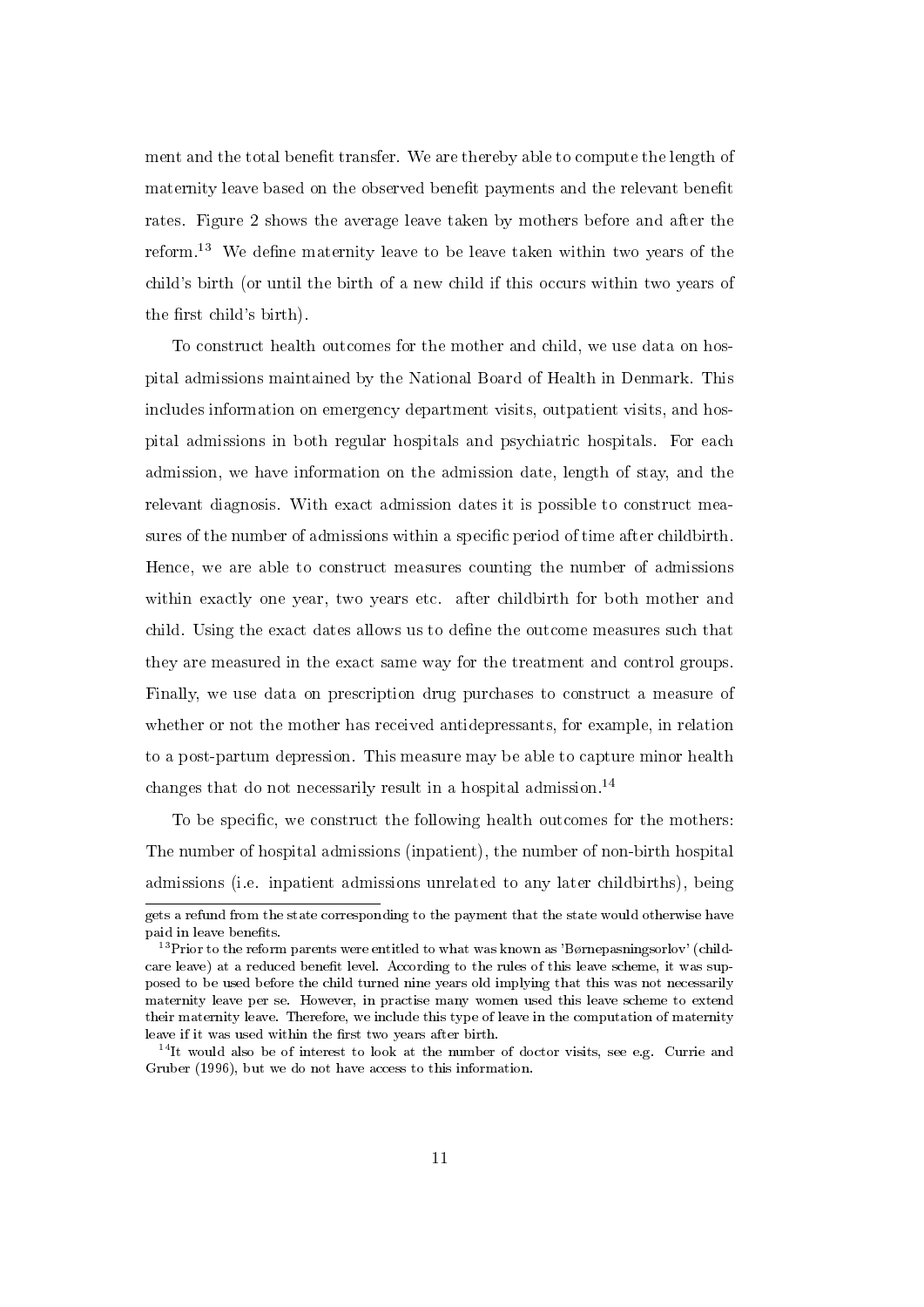ment and the total benefit transfer. We are thereby able to compute the length of maternity leave based on the observed benefit payments and the relevant benefit rates. Figure 2 shows the average leave taken by mothers before and after the reform.[13] We define maternity leave to be leave taken within two years of the child's birth (or until the birth of a new child if this occurs within two years of the first child's birth).

To construct health outcomes for the mother and child, we use data on hospital admissions maintained by the National Board of Health in Denmark. This includes information on emergency department visits, outpatient visits, and hospital admissions in both regular hospitals and psychiatric hospitals. For each admission, we have information on the admission date, length of stay, and the relevant diagnosis. With exact admission dates it is possible to construct measures of the number of admissions within a specific period of time after childbirth. Hence, we are able to construct measures counting the number of admissions within exactly one year, two years etc. after childbirth for both mother and child. Using the exact dates allows us to define the outcome measures such that they are measured in the exact same way for the treatment and control groups. Finally, we use data on prescription drug purchases to construct a measure of whether or not the mother has received antidepressants, for example, in relation to a post-partum depression. This measure may be able to capture minor health changes that do not necessarily result in a hospital admission.[14]

To be specific, we construct the following health outcomes for the mothers: The number of hospital admissions (inpatient), the number of non-birth hospital admissions (i.e. inpatient admissions unrelated to any later childbirths), being

---

gets a refund from the state corresponding to the payment that the state would otherwise have paid in leave benefits.

[13] Prior to the reform parents were entitled to what was known as 'Børnepasningsorlov' (childcare leave) at a reduced benefit level. According to the rules of this leave scheme, it was supposed to be used before the child turned nine years old implying that this was not necessarily maternity leave per se. However, in practise many women used this leave scheme to extend their maternity leave. Therefore, we include this type of leave in the computation of maternity leave if it was used within the first two years after birth.

[14] It would also be of interest to look at the number of doctor visits, see e.g. Currie and Gruber (1996), but we do not have access to this information.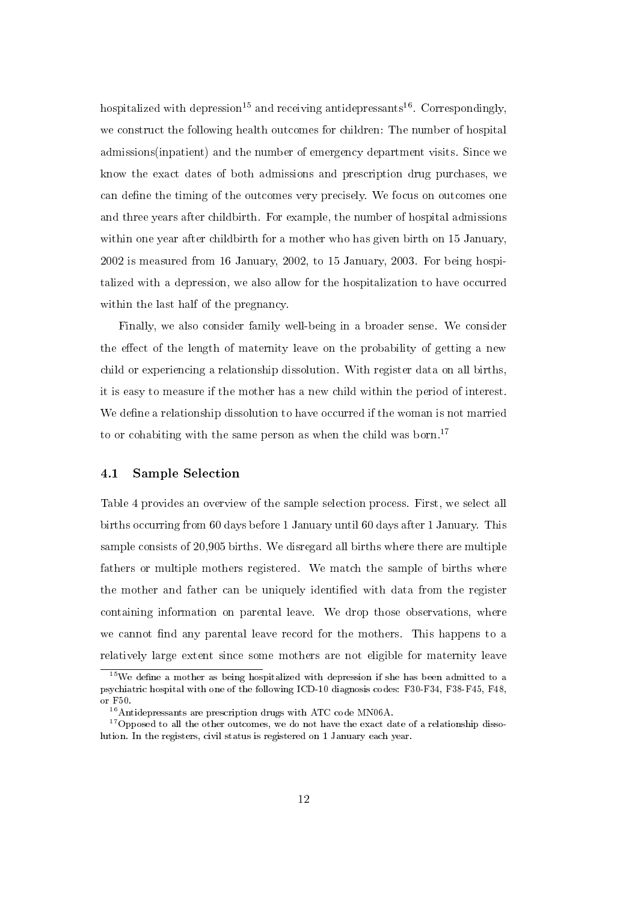hospitalized with depression[15] and receiving antidepressants[16]. Correspondingly, we construct the following health outcomes for children: The number of hospital admissions(inpatient) and the number of emergency department visits. Since we know the exact dates of both admissions and prescription drug purchases, we can define the timing of the outcomes very precisely. We focus on outcomes one and three years after childbirth. For example, the number of hospital admissions within one year after childbirth for a mother who has given birth on 15 January, 2002 is measured from 16 January, 2002, to 15 January, 2003. For being hospitalized with a depression, we also allow for the hospitalization to have occurred within the last half of the pregnancy.

Finally, we also consider family well-being in a broader sense. We consider the effect of the length of maternity leave on the probability of getting a new child or experiencing a relationship dissolution. With register data on all births, it is easy to measure if the mother has a new child within the period of interest. We define a relationship dissolution to have occurred if the woman is not married to or cohabiting with the same person as when the child was born.[17]

## 4.1 Sample Selection

Table 4 provides an overview of the sample selection process. First, we select all births occurring from 60 days before 1 January until 60 days after 1 January. This sample consists of 20,905 births. We disregard all births where there are multiple fathers or multiple mothers registered. We match the sample of births where the mother and father can be uniquely identified with data from the register containing information on parental leave. We drop those observations, where we cannot find any parental leave record for the mothers. This happens to a relatively large extent since some mothers are not eligible for maternity leave

[15]We define a mother as being hospitalized with depression if she has been admitted to a psychiatric hospital with one of the following ICD-10 diagnosis codes: F30-F34, F38-F45, F48, or F50.

[16]Antidepressants are prescription drugs with ATC code MN06A.

[17]Opposed to all the other outcomes, we do not have the exact date of a relationship dissolution. In the registers, civil status is registered on 1 January each year.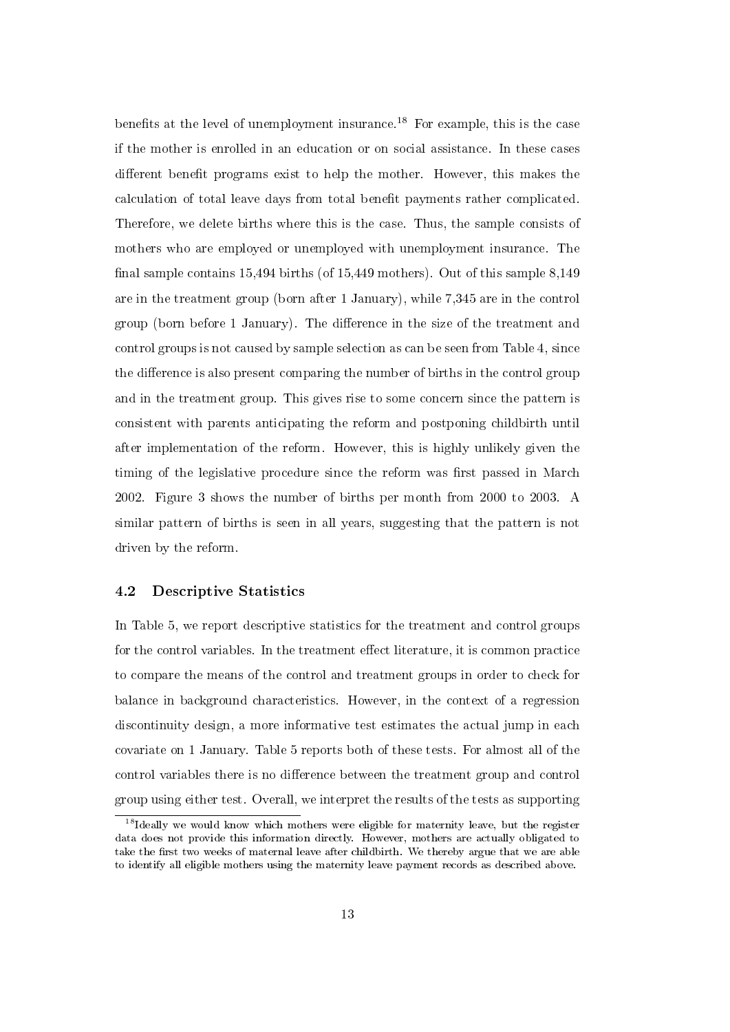benefits at the level of unemployment insurance.[18] For example, this is the case if the mother is enrolled in an education or on social assistance. In these cases different benefit programs exist to help the mother. However, this makes the calculation of total leave days from total benefit payments rather complicated. Therefore, we delete births where this is the case. Thus, the sample consists of mothers who are employed or unemployed with unemployment insurance. The final sample contains 15,494 births (of 15,449 mothers). Out of this sample 8,149 are in the treatment group (born after 1 January), while 7,345 are in the control group (born before 1 January). The difference in the size of the treatment and control groups is not caused by sample selection as can be seen from Table 4, since the difference is also present comparing the number of births in the control group and in the treatment group. This gives rise to some concern since the pattern is consistent with parents anticipating the reform and postponing childbirth until after implementation of the reform. However, this is highly unlikely given the timing of the legislative procedure since the reform was first passed in March 2002. Figure 3 shows the number of births per month from 2000 to 2003. A similar pattern of births is seen in all years, suggesting that the pattern is not driven by the reform.

### 4.2 Descriptive Statistics

In Table 5, we report descriptive statistics for the treatment and control groups for the control variables. In the treatment effect literature, it is common practice to compare the means of the control and treatment groups in order to check for balance in background characteristics. However, in the context of a regression discontinuity design, a more informative test estimates the actual jump in each covariate on 1 January. Table 5 reports both of these tests. For almost all of the control variables there is no difference between the treatment group and control group using either test. Overall, we interpret the results of the tests as supporting

[18] Ideally we would know which mothers were eligible for maternity leave, but the register data does not provide this information directly. However, mothers are actually obligated to take the first two weeks of maternal leave after childbirth. We thereby argue that we are able to identify all eligible mothers using the maternity leave payment records as described above.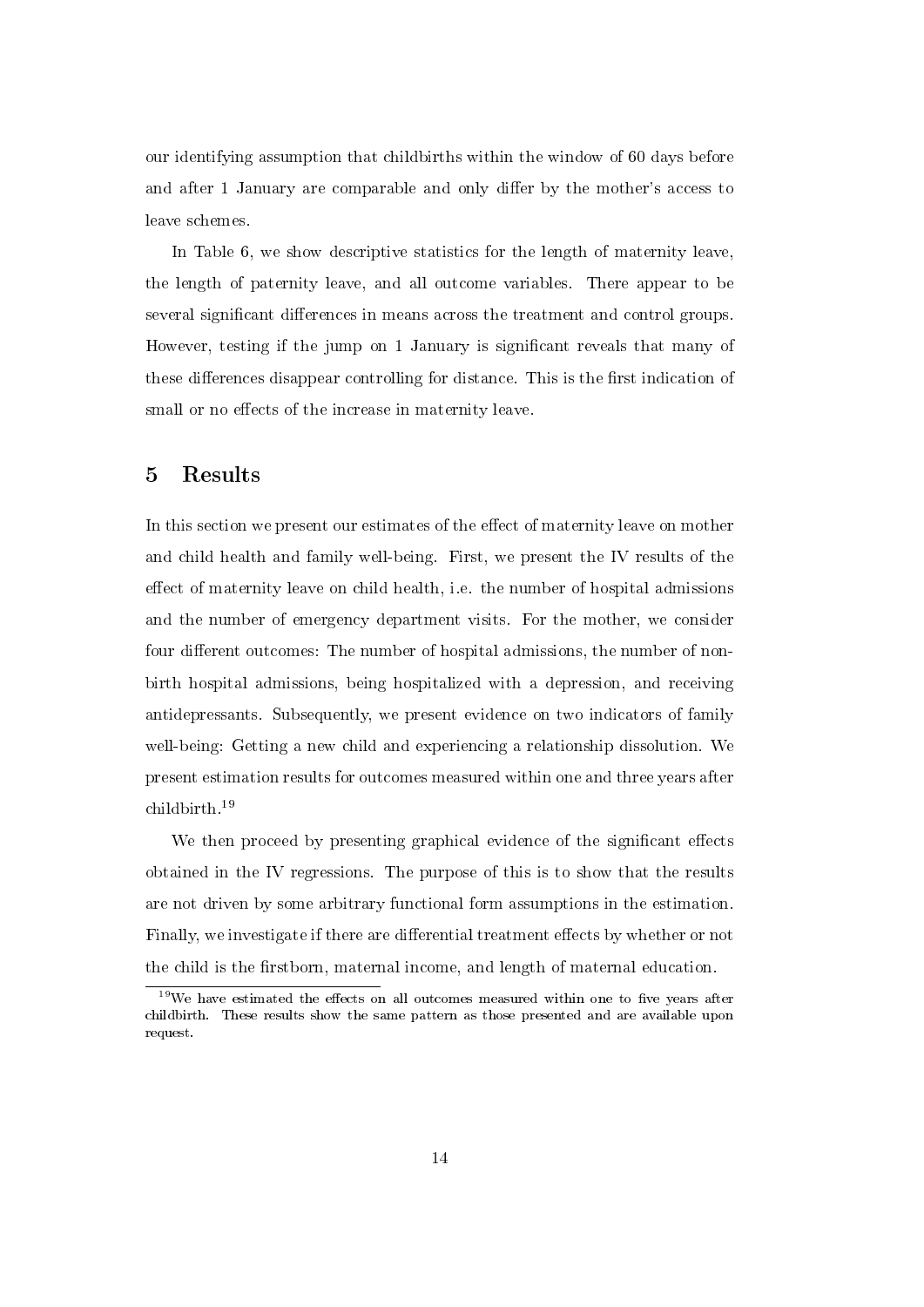our identifying assumption that childbirths within the window of 60 days before and after 1 January are comparable and only differ by the mother's access to leave schemes.

In Table 6, we show descriptive statistics for the length of maternity leave, the length of paternity leave, and all outcome variables. There appear to be several significant differences in means across the treatment and control groups. However, testing if the jump on 1 January is significant reveals that many of these differences disappear controlling for distance. This is the first indication of small or no effects of the increase in maternity leave.

# 5 Results

In this section we present our estimates of the effect of maternity leave on mother and child health and family well-being. First, we present the IV results of the effect of maternity leave on child health, i.e. the number of hospital admissions and the number of emergency department visits. For the mother, we consider four different outcomes: The number of hospital admissions, the number of non-birth hospital admissions, being hospitalized with a depression, and receiving antidepressants. Subsequently, we present evidence on two indicators of family well-being: Getting a new child and experiencing a relationship dissolution. We present estimation results for outcomes measured within one and three years after childbirth.[19]

We then proceed by presenting graphical evidence of the significant effects obtained in the IV regressions. The purpose of this is to show that the results are not driven by some arbitrary functional form assumptions in the estimation. Finally, we investigate if there are differential treatment effects by whether or not the child is the firstborn, maternal income, and length of maternal education.

[19] We have estimated the effects on all outcomes measured within one to five years after childbirth. These results show the same pattern as those presented and are available upon request.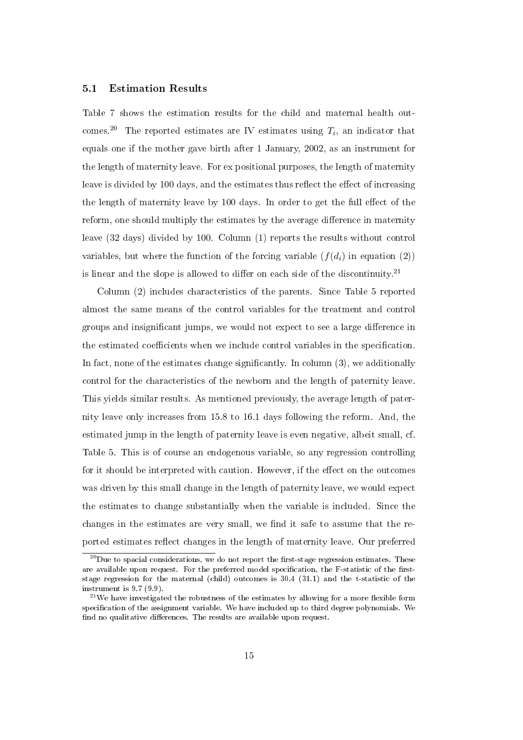### 5.1 Estimation Results

Table 7 shows the estimation results for the child and maternal health outcomes.[20] The reported estimates are IV estimates using $T_i$, an indicator that equals one if the mother gave birth after 1 January, 2002, as an instrument for the length of maternity leave. For ex positional purposes, the length of maternity leave is divided by 100 days, and the estimates thus reflect the effect of increasing the length of maternity leave by 100 days. In order to get the full effect of the reform, one should multiply the estimates by the average difference in maternity leave (32 days) divided by 100. Column (1) reports the results without control variables, but where the function of the forcing variable ($f(d_i)$ in equation (2)) is linear and the slope is allowed to differ on each side of the discontinuity.[21]

Column (2) includes characteristics of the parents. Since Table 5 reported almost the same means of the control variables for the treatment and control groups and insignificant jumps, we would not expect to see a large difference in the estimated coefficients when we include control variables in the specification. In fact, none of the estimates change significantly. In column (3), we additionally control for the characteristics of the newborn and the length of paternity leave. This yields similar results. As mentioned previously, the average length of paternity leave only increases from 15.8 to 16.1 days following the reform. And, the estimated jump in the length of paternity leave is even negative, albeit small, cf. Table 5. This is of course an endogenous variable, so any regression controlling for it should be interpreted with caution. However, if the effect on the outcomes was driven by this small change in the length of paternity leave, we would expect the estimates to change substantially when the variable is included. Since the changes in the estimates are very small, we find it safe to assume that the reported estimates reflect changes in the length of maternity leave. Our preferred

[20] Due to spacial considerations, we do not report the first-stage regression estimates. These are available upon request. For the preferred model specification, the F-statistic of the first-stage regression for the maternal (child) outcomes is 30.4 (31.1) and the t-statistic of the instrument is 9.7 (9.9).

[21] We have investigated the robustness of the estimates by allowing for a more flexible form specification of the assignment variable. We have included up to third degree polynomials. We find no qualitative differences. The results are available upon request.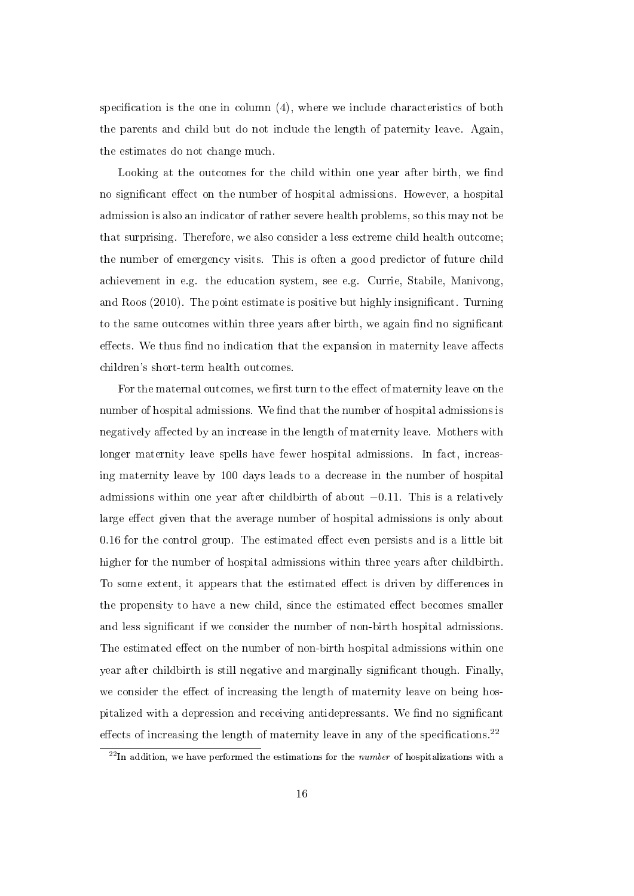specification is the one in column (4), where we include characteristics of both the parents and child but do not include the length of paternity leave. Again, the estimates do not change much.

Looking at the outcomes for the child within one year after birth, we find no significant effect on the number of hospital admissions. However, a hospital admission is also an indicator of rather severe health problems, so this may not be that surprising. Therefore, we also consider a less extreme child health outcome; the number of emergency visits. This is often a good predictor of future child achievement in e.g. the education system, see e.g. Currie, Stabile, Manivong, and Roos (2010). The point estimate is positive but highly insignificant. Turning to the same outcomes within three years after birth, we again find no significant effects. We thus find no indication that the expansion in maternity leave affects children's short-term health outcomes.

For the maternal outcomes, we first turn to the effect of maternity leave on the number of hospital admissions. We find that the number of hospital admissions is negatively affected by an increase in the length of maternity leave. Mothers with longer maternity leave spells have fewer hospital admissions. In fact, increasing maternity leave by 100 days leads to a decrease in the number of hospital admissions within one year after childbirth of about $-0.11$. This is a relatively large effect given that the average number of hospital admissions is only about 0.16 for the control group. The estimated effect even persists and is a little bit higher for the number of hospital admissions within three years after childbirth. To some extent, it appears that the estimated effect is driven by differences in the propensity to have a new child, since the estimated effect becomes smaller and less significant if we consider the number of non-birth hospital admissions. The estimated effect on the number of non-birth hospital admissions within one year after childbirth is still negative and marginally significant though. Finally, we consider the effect of increasing the length of maternity leave on being hospitalized with a depression and receiving antidepressants. We find no significant effects of increasing the length of maternity leave in any of the specifications.[22]

[22]In addition, we have performed the estimations for the *number* of hospitalizations with a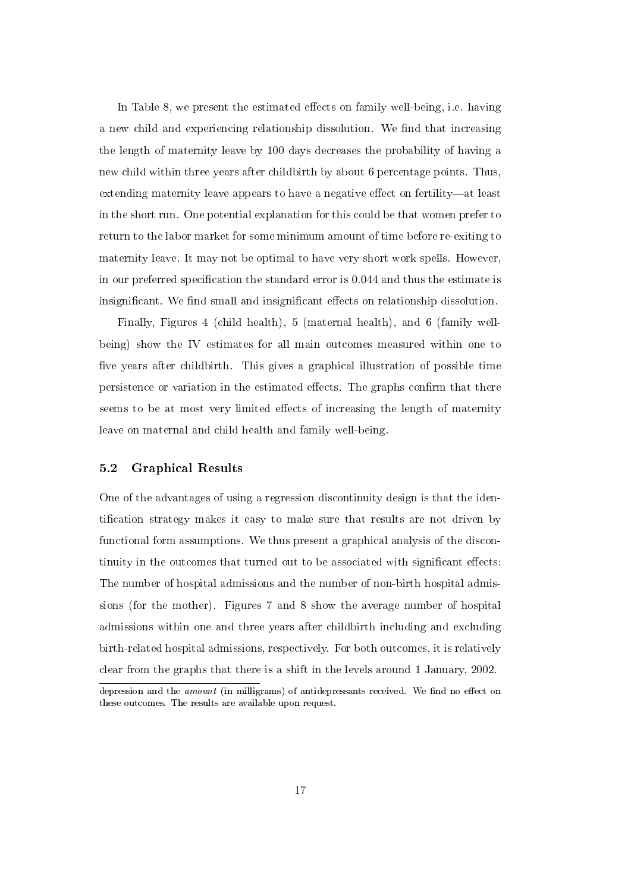In Table 8, we present the estimated effects on family well-being, i.e. having a new child and experiencing relationship dissolution. We find that increasing the length of maternity leave by 100 days decreases the probability of having a new child within three years after childbirth by about 6 percentage points. Thus, extending maternity leave appears to have a negative effect on fertility—at least in the short run. One potential explanation for this could be that women prefer to return to the labor market for some minimum amount of time before re-exiting to maternity leave. It may not be optimal to have very short work spells. However, in our preferred specification the standard error is 0.044 and thus the estimate is insignificant. We find small and insignificant effects on relationship dissolution.

Finally, Figures 4 (child health), 5 (maternal health), and 6 (family well-being) show the IV estimates for all main outcomes measured within one to five years after childbirth. This gives a graphical illustration of possible time persistence or variation in the estimated effects. The graphs confirm that there seems to be at most very limited effects of increasing the length of maternity leave on maternal and child health and family well-being.

## 5.2 Graphical Results

One of the advantages of using a regression discontinuity design is that the identification strategy makes it easy to make sure that results are not driven by functional form assumptions. We thus present a graphical analysis of the discontinuity in the outcomes that turned out to be associated with significant effects: The number of hospital admissions and the number of non-birth hospital admissions (for the mother). Figures 7 and 8 show the average number of hospital admissions within one and three years after childbirth including and excluding birth-related hospital admissions, respectively. For both outcomes, it is relatively clear from the graphs that there is a shift in the levels around 1 January, 2002.

depression and the *amount* (in milligrams) of antidepressants received. We find no effect on these outcomes. The results are available upon request.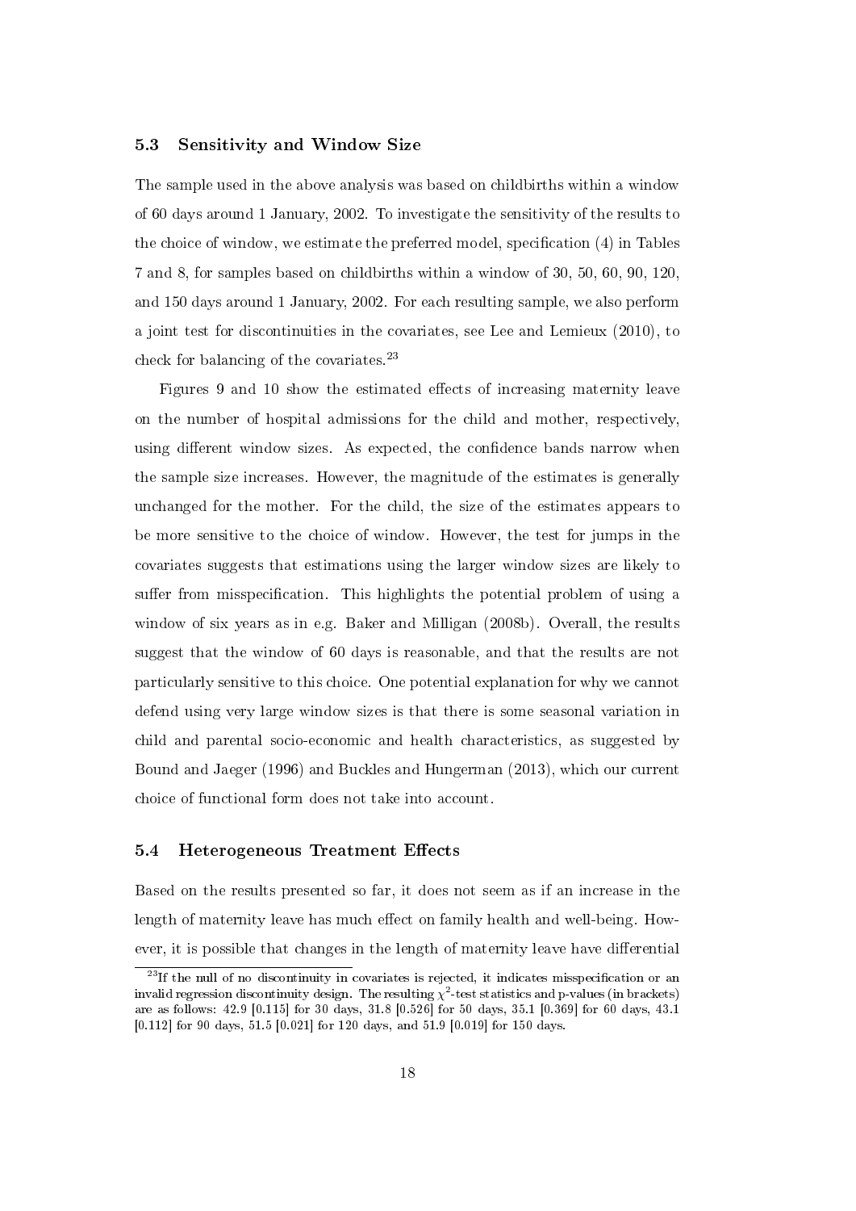### 5.3 Sensitivity and Window Size

The sample used in the above analysis was based on childbirths within a window of 60 days around 1 January, 2002. To investigate the sensitivity of the results to the choice of window, we estimate the preferred model, specification (4) in Tables 7 and 8, for samples based on childbirths within a window of 30, 50, 60, 90, 120, and 150 days around 1 January, 2002. For each resulting sample, we also perform a joint test for discontinuities in the covariates, see Lee and Lemieux (2010), to check for balancing of the covariates.[23]

Figures 9 and 10 show the estimated effects of increasing maternity leave on the number of hospital admissions for the child and mother, respectively, using different window sizes. As expected, the confidence bands narrow when the sample size increases. However, the magnitude of the estimates is generally unchanged for the mother. For the child, the size of the estimates appears to be more sensitive to the choice of window. However, the test for jumps in the covariates suggests that estimations using the larger window sizes are likely to suffer from misspecification. This highlights the potential problem of using a window of six years as in e.g. Baker and Milligan (2008b). Overall, the results suggest that the window of 60 days is reasonable, and that the results are not particularly sensitive to this choice. One potential explanation for why we cannot defend using very large window sizes is that there is some seasonal variation in child and parental socio-economic and health characteristics, as suggested by Bound and Jaeger (1996) and Buckles and Hungerman (2013), which our current choice of functional form does not take into account.

### 5.4 Heterogeneous Treatment Effects

Based on the results presented so far, it does not seem as if an increase in the length of maternity leave has much effect on family health and well-being. However, it is possible that changes in the length of maternity leave have differential

[23] If the null of no discontinuity in covariates is rejected, it indicates misspecification or an invalid regression discontinuity design. The resulting $\chi^2$-test statistics and p-values (in brackets) are as follows: 42.9 [0.115] for 30 days, 31.8 [0.526] for 50 days, 35.1 [0.369] for 60 days, 43.1 [0.112] for 90 days, 51.5 [0.021] for 120 days, and 51.9 [0.019] for 150 days.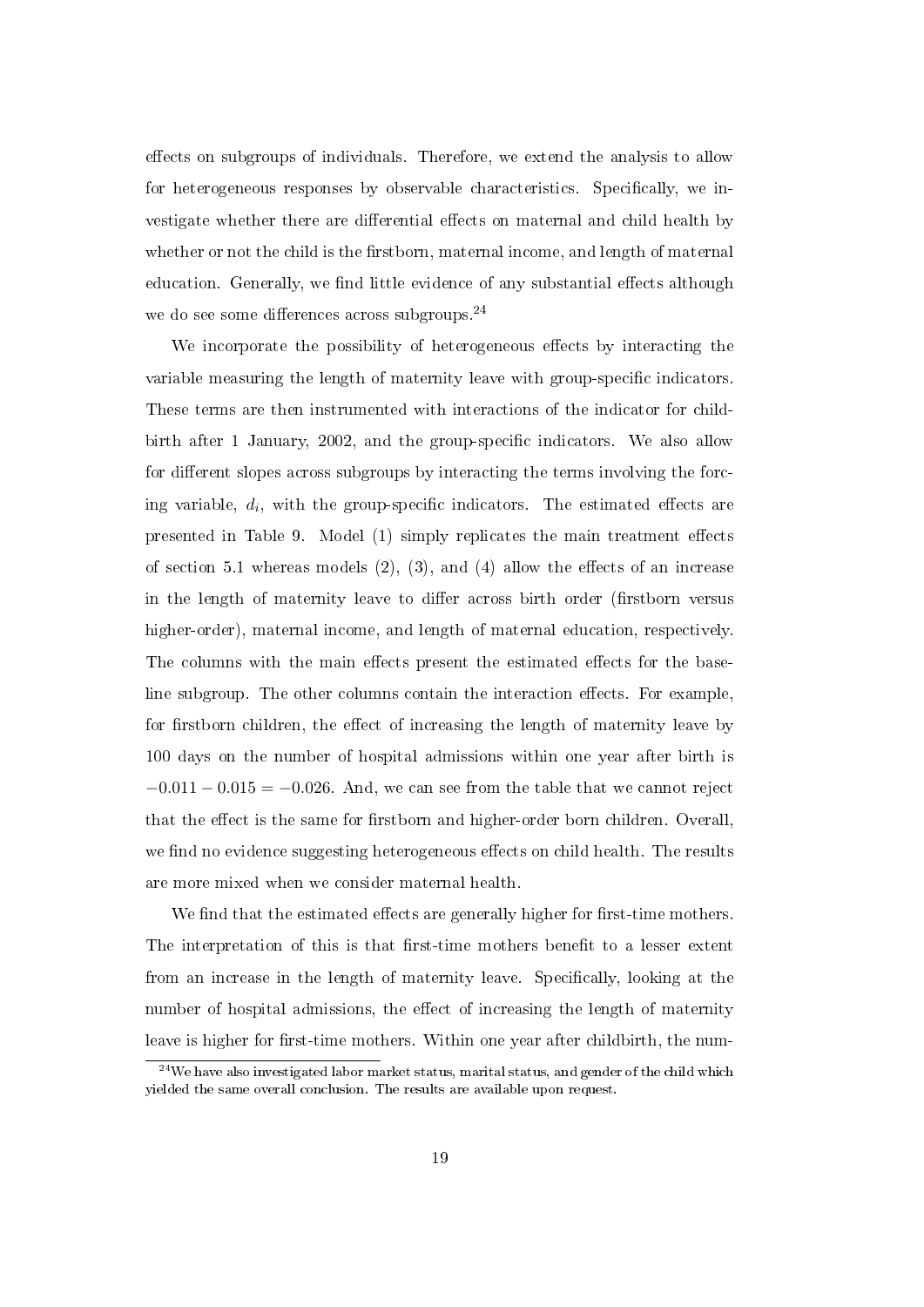effects on subgroups of individuals. Therefore, we extend the analysis to allow for heterogeneous responses by observable characteristics. Specifically, we investigate whether there are differential effects on maternal and child health by whether or not the child is the firstborn, maternal income, and length of maternal education. Generally, we find little evidence of any substantial effects although we do see some differences across subgroups.[24]

We incorporate the possibility of heterogeneous effects by interacting the variable measuring the length of maternity leave with group-specific indicators. These terms are then instrumented with interactions of the indicator for childbirth after 1 January, 2002, and the group-specific indicators. We also allow for different slopes across subgroups by interacting the terms involving the forcing variable, $d_i$, with the group-specific indicators. The estimated effects are presented in Table 9. Model (1) simply replicates the main treatment effects of section 5.1 whereas models (2), (3), and (4) allow the effects of an increase in the length of maternity leave to differ across birth order (firstborn versus higher-order), maternal income, and length of maternal education, respectively. The columns with the main effects present the estimated effects for the baseline subgroup. The other columns contain the interaction effects. For example, for firstborn children, the effect of increasing the length of maternity leave by 100 days on the number of hospital admissions within one year after birth is $-0.011 - 0.015 = -0.026$. And, we can see from the table that we cannot reject that the effect is the same for firstborn and higher-order born children. Overall, we find no evidence suggesting heterogeneous effects on child health. The results are more mixed when we consider maternal health.

We find that the estimated effects are generally higher for first-time mothers. The interpretation of this is that first-time mothers benefit to a lesser extent from an increase in the length of maternity leave. Specifically, looking at the number of hospital admissions, the effect of increasing the length of maternity leave is higher for first-time mothers. Within one year after childbirth, the num-

[24] We have also investigated labor market status, marital status, and gender of the child which yielded the same overall conclusion. The results are available upon request.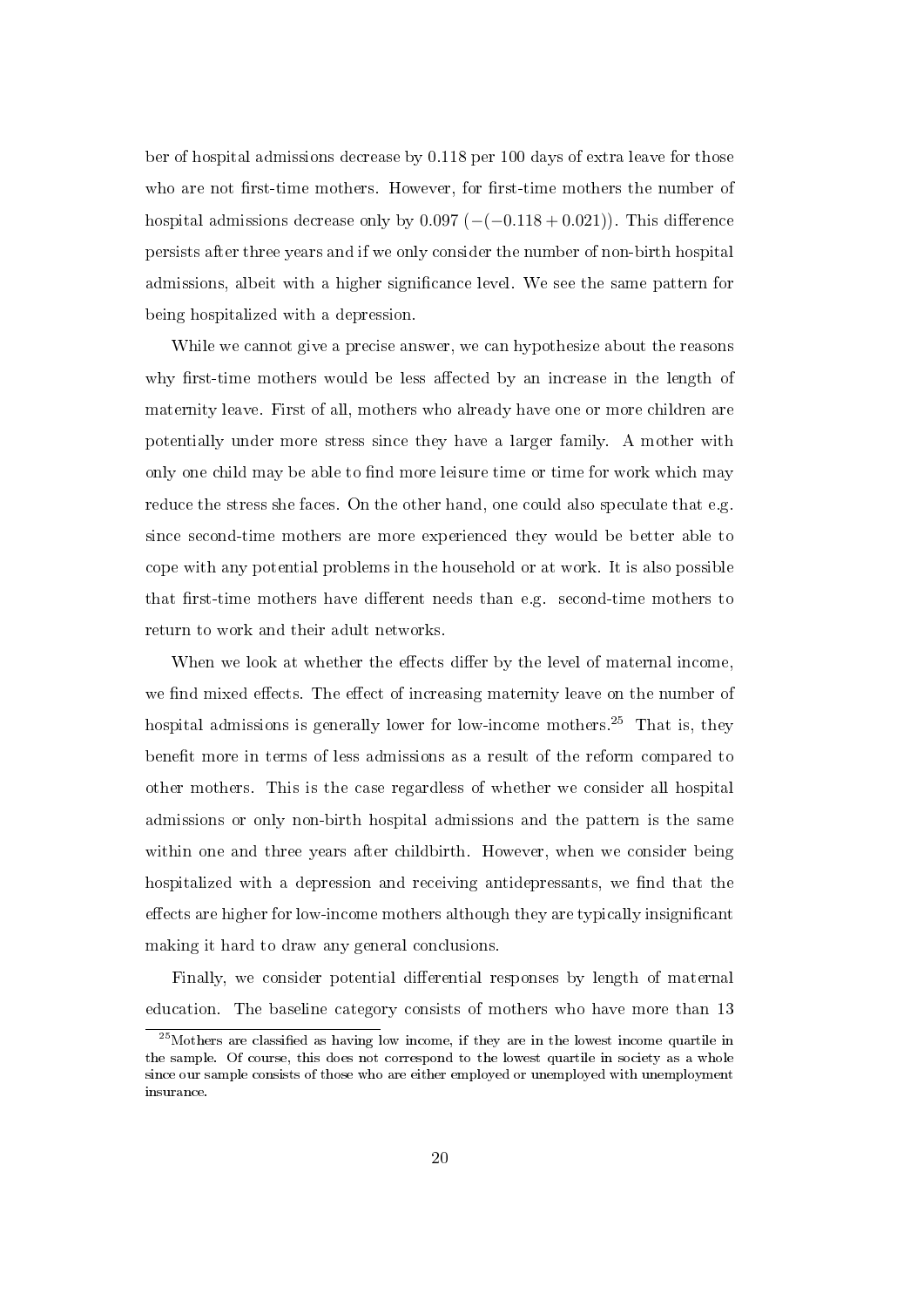ber of hospital admissions decrease by 0.118 per 100 days of extra leave for those who are not first-time mothers. However, for first-time mothers the number of hospital admissions decrease only by 0.097 ($-(-0.118 + 0.021)$). This difference persists after three years and if we only consider the number of non-birth hospital admissions, albeit with a higher significance level. We see the same pattern for being hospitalized with a depression.

While we cannot give a precise answer, we can hypothesize about the reasons why first-time mothers would be less affected by an increase in the length of maternity leave. First of all, mothers who already have one or more children are potentially under more stress since they have a larger family. A mother with only one child may be able to find more leisure time or time for work which may reduce the stress she faces. On the other hand, one could also speculate that e.g. since second-time mothers are more experienced they would be better able to cope with any potential problems in the household or at work. It is also possible that first-time mothers have different needs than e.g. second-time mothers to return to work and their adult networks.

When we look at whether the effects differ by the level of maternal income, we find mixed effects. The effect of increasing maternity leave on the number of hospital admissions is generally lower for low-income mothers.[25] That is, they benefit more in terms of less admissions as a result of the reform compared to other mothers. This is the case regardless of whether we consider all hospital admissions or only non-birth hospital admissions and the pattern is the same within one and three years after childbirth. However, when we consider being hospitalized with a depression and receiving antidepressants, we find that the effects are higher for low-income mothers although they are typically insignificant making it hard to draw any general conclusions.

Finally, we consider potential differential responses by length of maternal education. The baseline category consists of mothers who have more than 13

[25] Mothers are classified as having low income, if they are in the lowest income quartile in the sample. Of course, this does not correspond to the lowest quartile in society as a whole since our sample consists of those who are either employed or unemployed with unemployment insurance.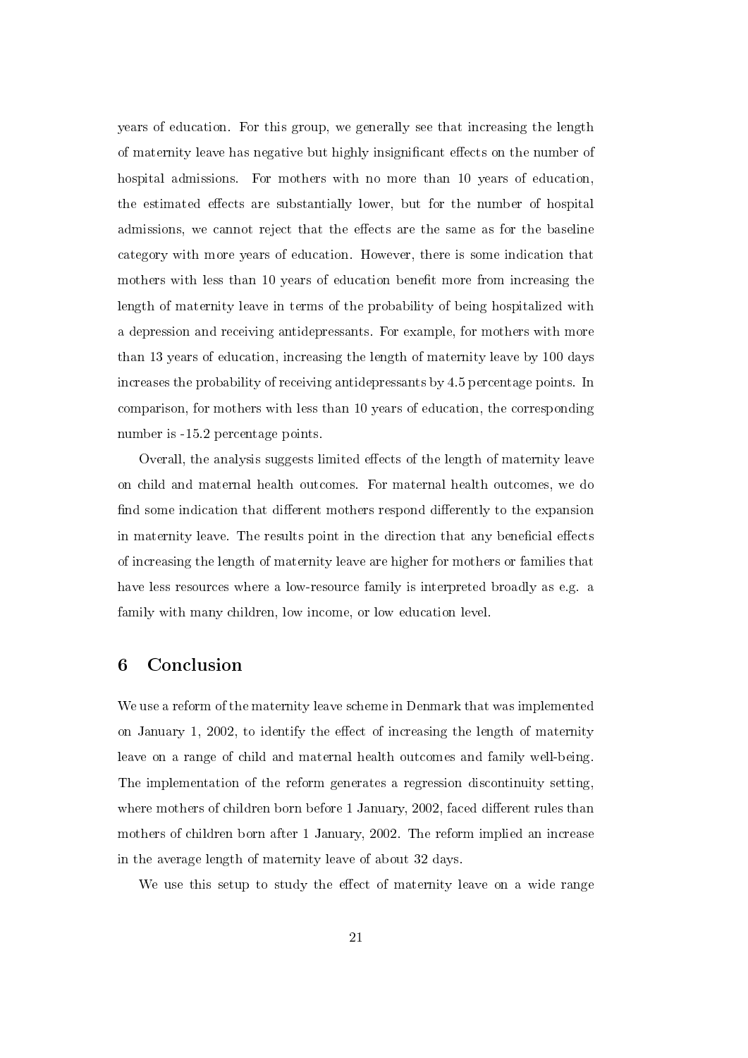years of education. For this group, we generally see that increasing the length of maternity leave has negative but highly insignificant effects on the number of hospital admissions. For mothers with no more than 10 years of education, the estimated effects are substantially lower, but for the number of hospital admissions, we cannot reject that the effects are the same as for the baseline category with more years of education. However, there is some indication that mothers with less than 10 years of education benefit more from increasing the length of maternity leave in terms of the probability of being hospitalized with a depression and receiving antidepressants. For example, for mothers with more than 13 years of education, increasing the length of maternity leave by 100 days increases the probability of receiving antidepressants by 4.5 percentage points. In comparison, for mothers with less than 10 years of education, the corresponding number is -15.2 percentage points.

Overall, the analysis suggests limited effects of the length of maternity leave on child and maternal health outcomes. For maternal health outcomes, we do find some indication that different mothers respond differently to the expansion in maternity leave. The results point in the direction that any beneficial effects of increasing the length of maternity leave are higher for mothers or families that have less resources where a low-resource family is interpreted broadly as e.g. a family with many children, low income, or low education level.

## 6 Conclusion

We use a reform of the maternity leave scheme in Denmark that was implemented on January 1, 2002, to identify the effect of increasing the length of maternity leave on a range of child and maternal health outcomes and family well-being. The implementation of the reform generates a regression discontinuity setting, where mothers of children born before 1 January, 2002, faced different rules than mothers of children born after 1 January, 2002. The reform implied an increase in the average length of maternity leave of about 32 days.

We use this setup to study the effect of maternity leave on a wide range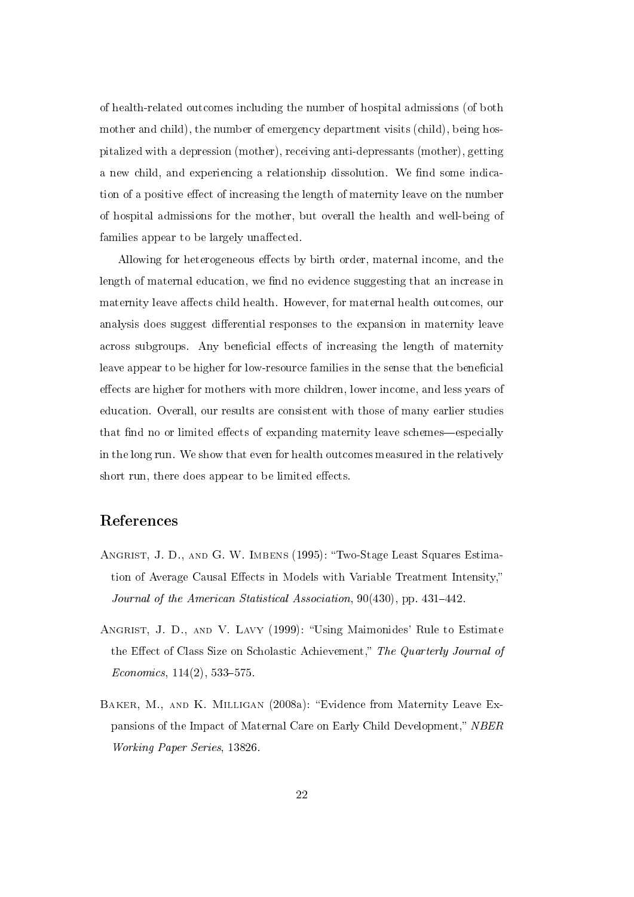of health-related outcomes including the number of hospital admissions (of both mother and child), the number of emergency department visits (child), being hospitalized with a depression (mother), receiving anti-depressants (mother), getting a new child, and experiencing a relationship dissolution. We find some indication of a positive effect of increasing the length of maternity leave on the number of hospital admissions for the mother, but overall the health and well-being of families appear to be largely unaffected.

Allowing for heterogeneous effects by birth order, maternal income, and the length of maternal education, we find no evidence suggesting that an increase in maternity leave affects child health. However, for maternal health outcomes, our analysis does suggest differential responses to the expansion in maternity leave across subgroups. Any beneficial effects of increasing the length of maternity leave appear to be higher for low-resource families in the sense that the beneficial effects are higher for mothers with more children, lower income, and less years of education. Overall, our results are consistent with those of many earlier studies that find no or limited effects of expanding maternity leave schemes—especially in the long run. We show that even for health outcomes measured in the relatively short run, there does appear to be limited effects.

# References

Angrist, J. D., and G. W. Imbens (1995): "Two-Stage Least Squares Estimation of Average Causal Effects in Models with Variable Treatment Intensity," *Journal of the American Statistical Association*, 90(430), pp. 431–442.

Angrist, J. D., and V. Lavy (1999): "Using Maimonides' Rule to Estimate the Effect of Class Size on Scholastic Achievement," *The Quarterly Journal of Economics*, 114(2), 533–575.

Baker, M., and K. Milligan (2008a): "Evidence from Maternity Leave Expansions of the Impact of Maternal Care on Early Child Development," *NBER Working Paper Series*, 13826.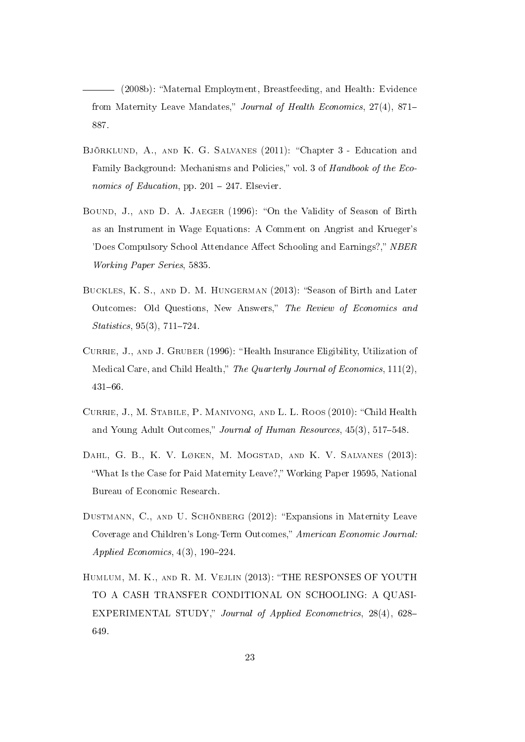——— (2008b): "Maternal Employment, Breastfeeding, and Health: Evidence from Maternity Leave Mandates," *Journal of Health Economics*, 27(4), 871–887.

Björklund, A., and K. G. Salvanes (2011): "Chapter 3 - Education and Family Background: Mechanisms and Policies," vol. 3 of *Handbook of the Economics of Education*, pp. 201 – 247. Elsevier.

Bound, J., and D. A. Jaeger (1996): "On the Validity of Season of Birth as an Instrument in Wage Equations: A Comment on Angrist and Krueger's 'Does Compulsory School Attendance Affect Schooling and Earnings?," *NBER Working Paper Series*, 5835.

Buckles, K. S., and D. M. Hungerman (2013): "Season of Birth and Later Outcomes: Old Questions, New Answers," *The Review of Economics and Statistics*, 95(3), 711–724.

Currie, J., and J. Gruber (1996): "Health Insurance Eligibility, Utilization of Medical Care, and Child Health," *The Quarterly Journal of Economics*, 111(2), 431–66.

Currie, J., M. Stabile, P. Manivong, and L. L. Roos (2010): "Child Health and Young Adult Outcomes," *Journal of Human Resources*, 45(3), 517–548.

Dahl, G. B., K. V. Løken, M. Mogstad, and K. V. Salvanes (2013): "What Is the Case for Paid Maternity Leave?," Working Paper 19595, National Bureau of Economic Research.

Dustmann, C., and U. Schönberg (2012): "Expansions in Maternity Leave Coverage and Children's Long-Term Outcomes," *American Economic Journal: Applied Economics*, 4(3), 190–224.

Humlum, M. K., and R. M. Vejlin (2013): "THE RESPONSES OF YOUTH TO A CASH TRANSFER CONDITIONAL ON SCHOOLING: A QUASI-EXPERIMENTAL STUDY," *Journal of Applied Econometrics*, 28(4), 628–649.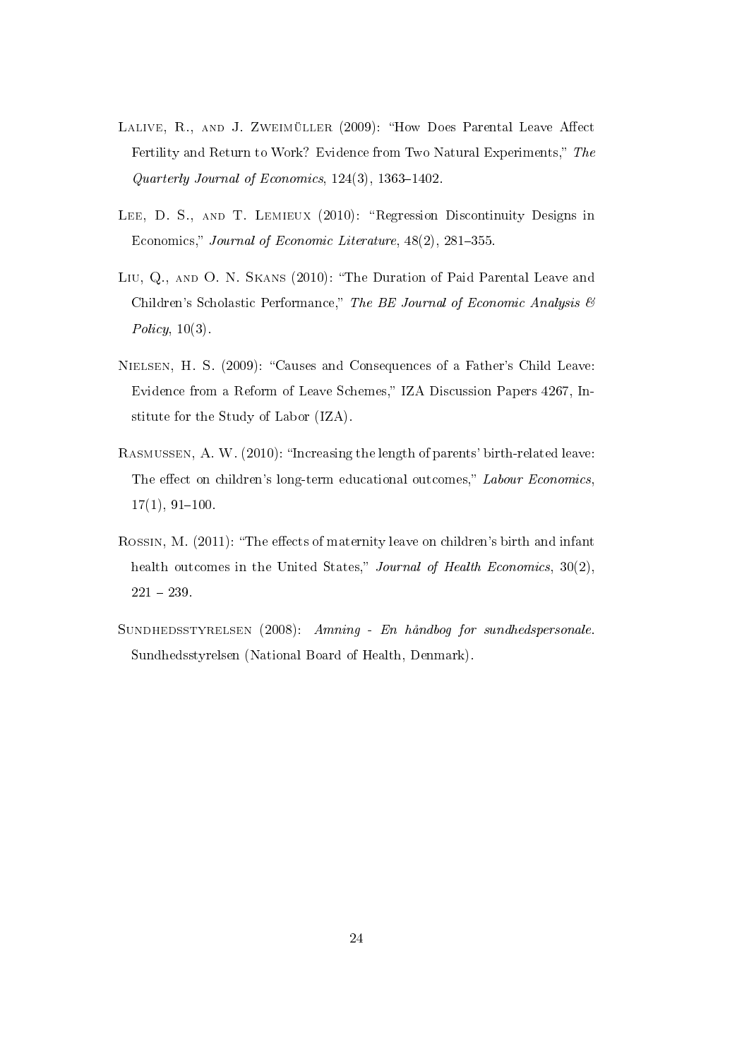Lalive, R., and J. Zweimüller (2009): "How Does Parental Leave Affect Fertility and Return to Work? Evidence from Two Natural Experiments," *The Quarterly Journal of Economics*, 124(3), 1363–1402.

Lee, D. S., and T. Lemieux (2010): "Regression Discontinuity Designs in Economics," *Journal of Economic Literature*, 48(2), 281–355.

Liu, Q., and O. N. Skans (2010): "The Duration of Paid Parental Leave and Children's Scholastic Performance," *The BE Journal of Economic Analysis & Policy*, 10(3).

Nielsen, H. S. (2009): "Causes and Consequences of a Father's Child Leave: Evidence from a Reform of Leave Schemes," IZA Discussion Papers 4267, Institute for the Study of Labor (IZA).

Rasmussen, A. W. (2010): "Increasing the length of parents' birth-related leave: The effect on children's long-term educational outcomes," *Labour Economics*, 17(1), 91–100.

Rossin, M. (2011): "The effects of maternity leave on children's birth and infant health outcomes in the United States," *Journal of Health Economics*, 30(2), 221 – 239.

Sundhedsstyrelsen (2008): *Amning - En håndbog for sundhedspersonale*. Sundhedsstyrelsen (National Board of Health, Denmark).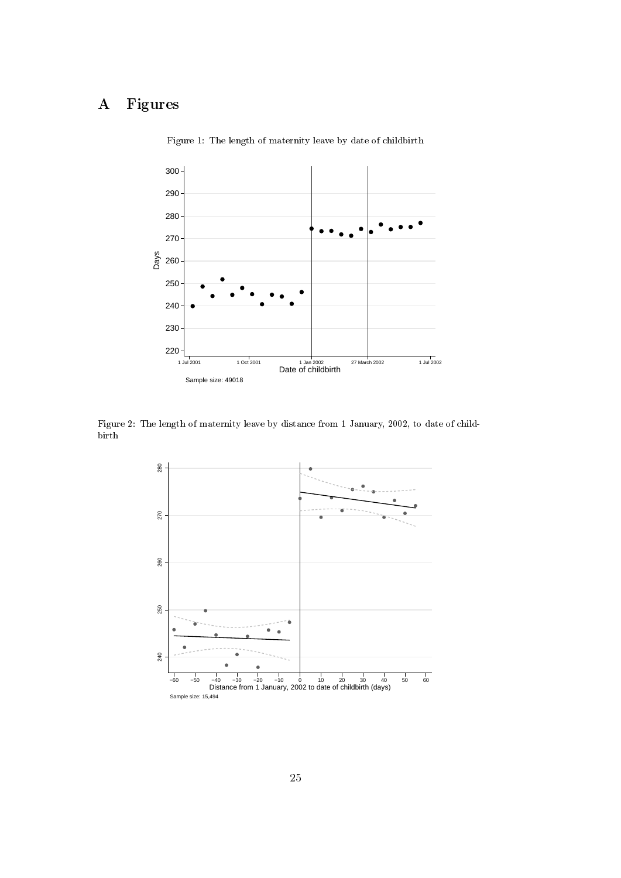# A Figures

Figure 1: The length of maternity leave by date of childbirth

Figure 2: The length of maternity leave by distance from 1 January, 2002, to date of childbirth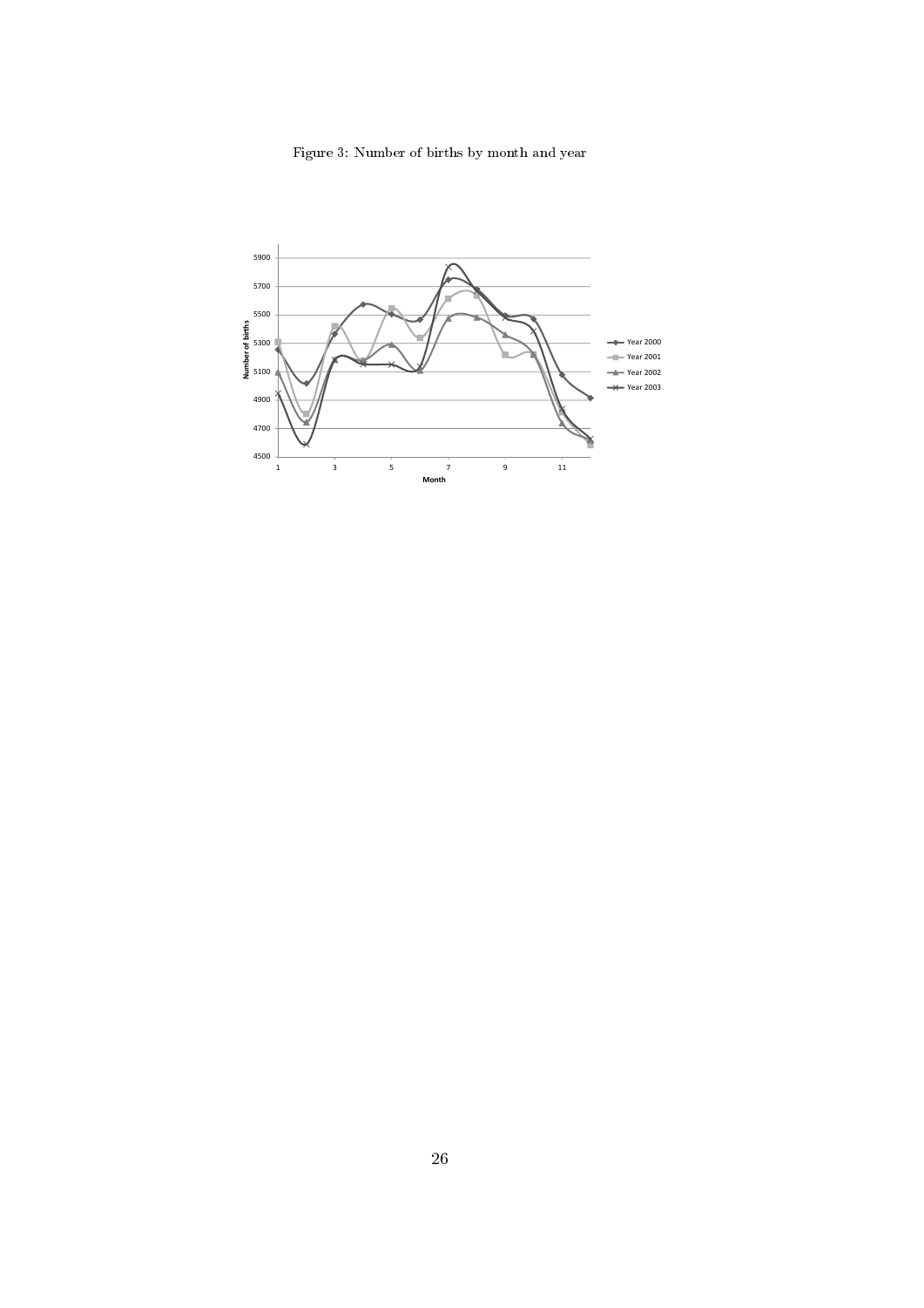Figure 3: Number of births by month and year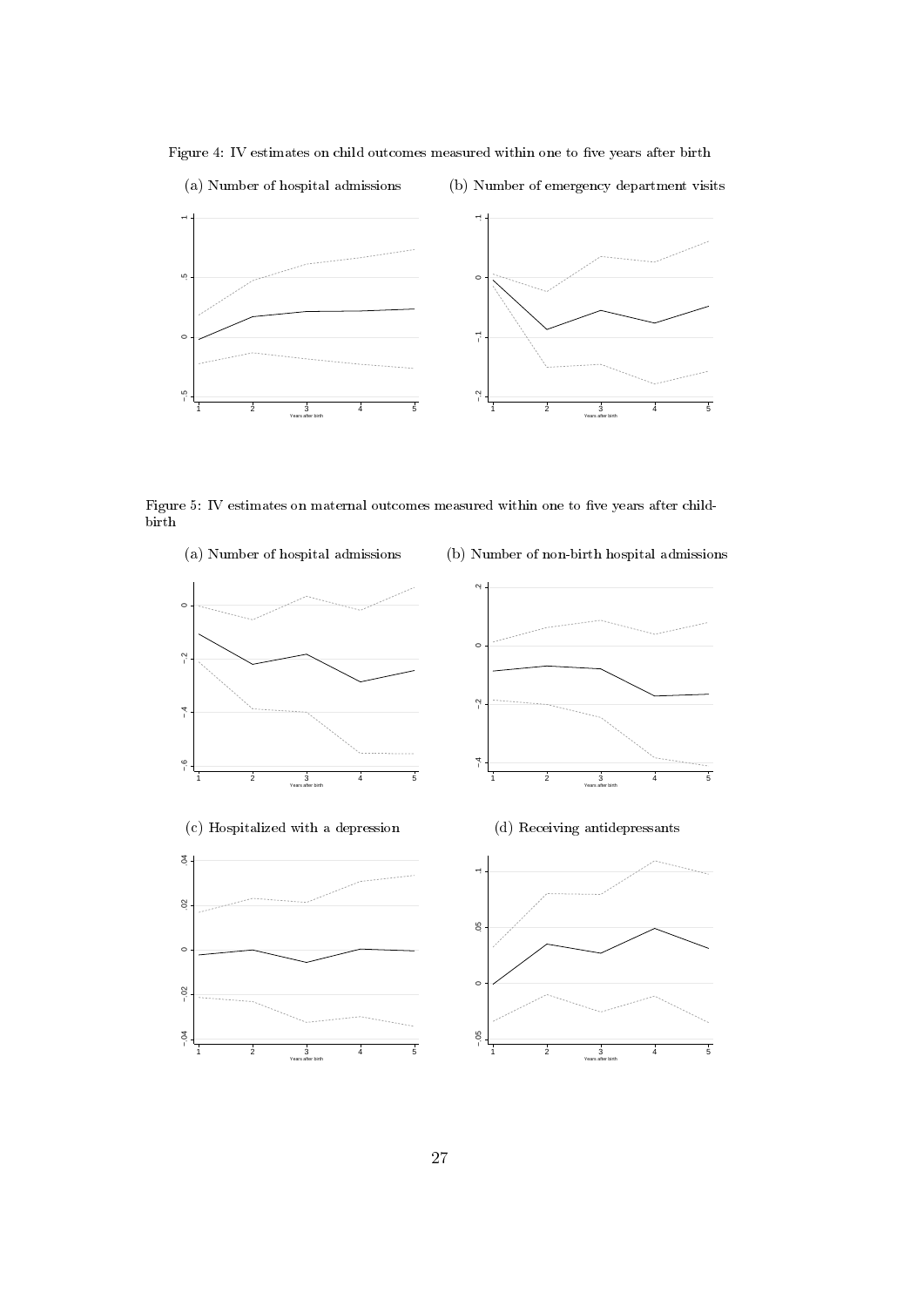Figure 4: IV estimates on child outcomes measured within one to five years after birth

(a) Number of hospital admissions

(b) Number of emergency department visits

Figure 5: IV estimates on maternal outcomes measured within one to five years after childbirth

(a) Number of hospital admissions

(b) Number of non-birth hospital admissions

(c) Hospitalized with a depression

(d) Receiving antidepressants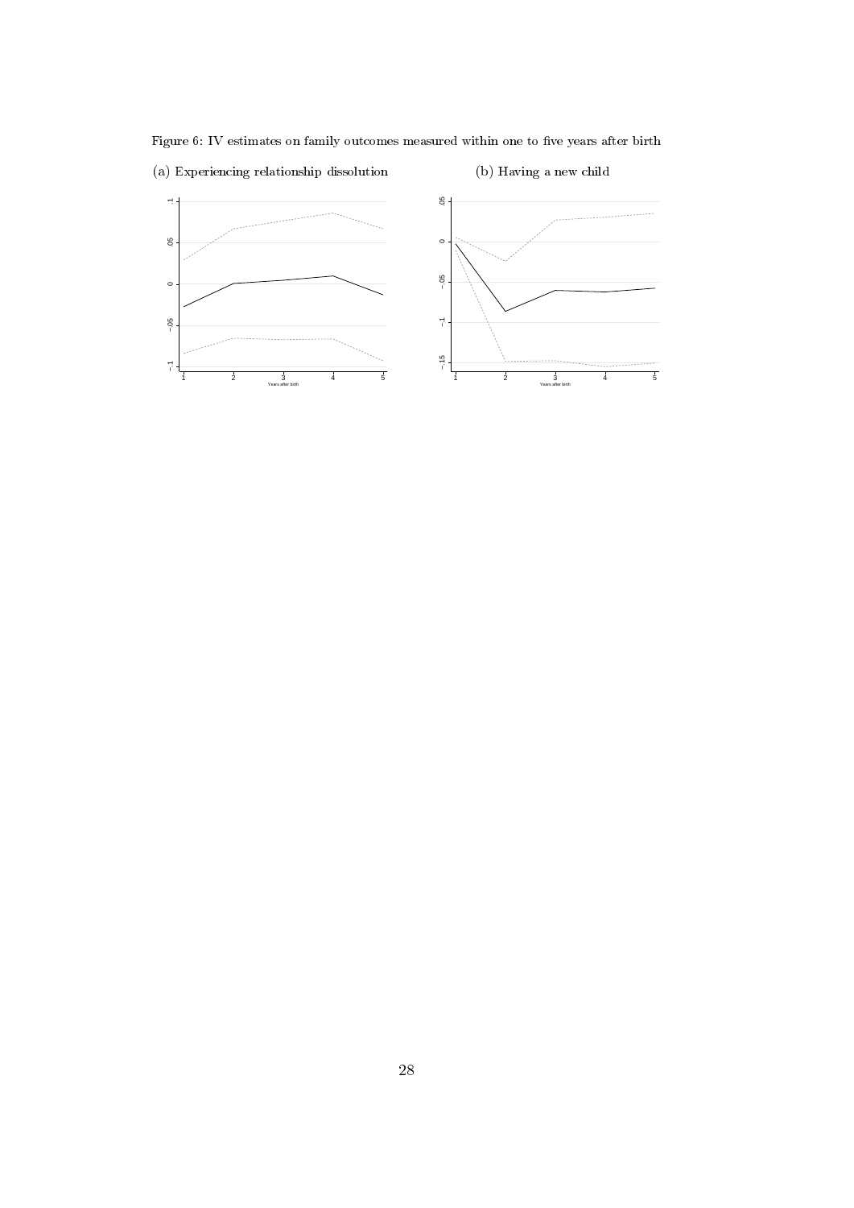Figure 6: IV estimates on family outcomes measured within one to five years after birth

(a) Experiencing relationship dissolution

(b) Having a new child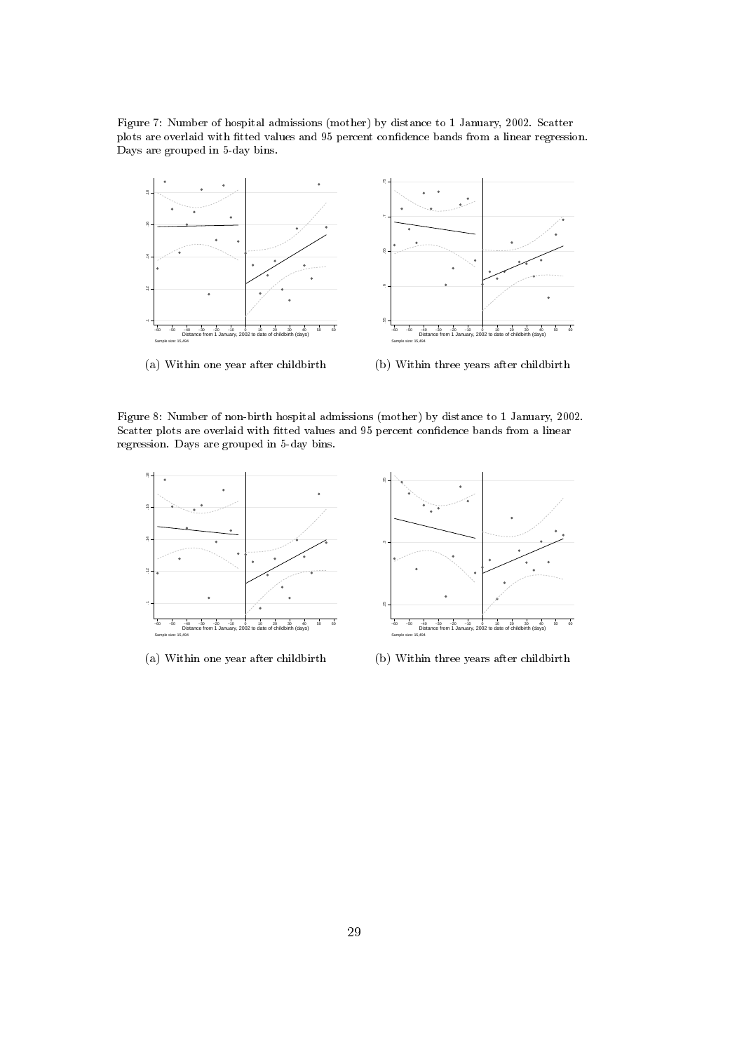Figure 7: Number of hospital admissions (mother) by distance to 1 January, 2002. Scatter plots are overlaid with fitted values and 95 percent confidence bands from a linear regression. Days are grouped in 5-day bins.

(a) Within one year after childbirth

(b) Within three years after childbirth

Figure 8: Number of non-birth hospital admissions (mother) by distance to 1 January, 2002. Scatter plots are overlaid with fitted values and 95 percent confidence bands from a linear regression. Days are grouped in 5-day bins.

(a) Within one year after childbirth

(b) Within three years after childbirth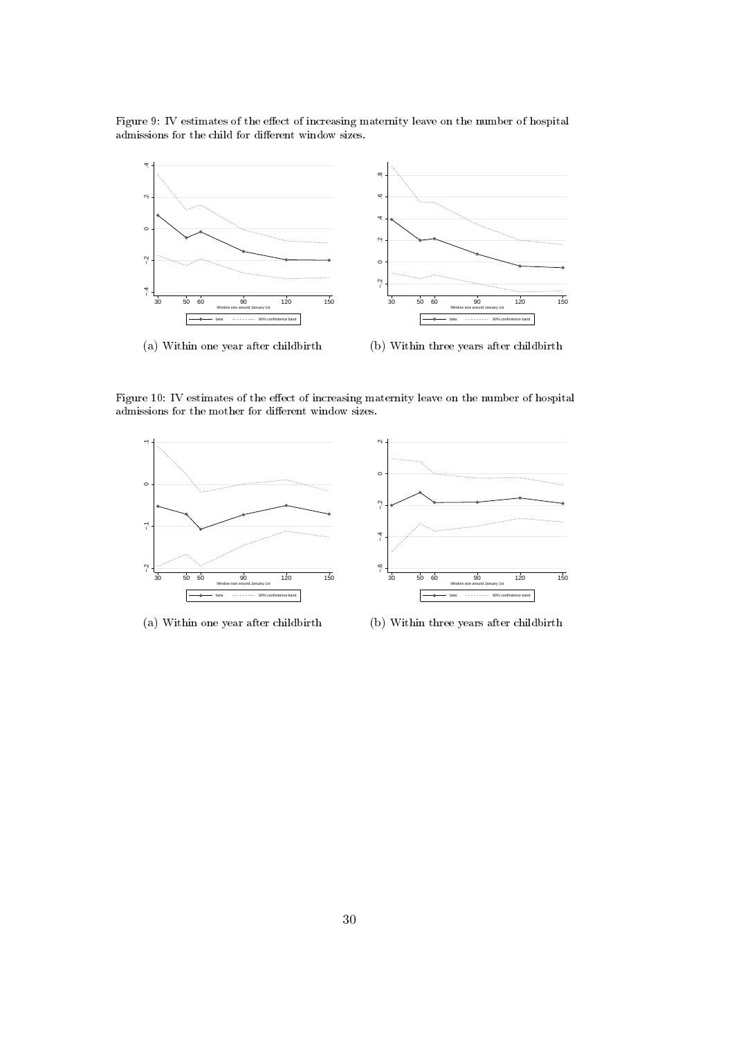Figure 9: IV estimates of the effect of increasing maternity leave on the number of hospital admissions for the child for different window sizes.

(a) Within one year after childbirth

(b) Within three years after childbirth

Figure 10: IV estimates of the effect of increasing maternity leave on the number of hospital admissions for the mother for different window sizes.

(a) Within one year after childbirth

(b) Within three years after childbirth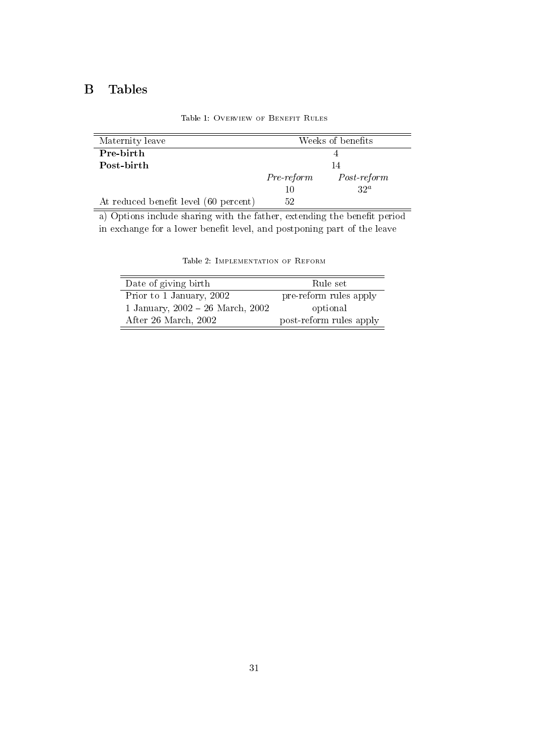# B Tables

Table 1: Overview of Benefit Rules

| Maternity leave | Weeks of benefits | |
|---|---|---|
| **Pre-birth** | 4 | |
| **Post-birth** | 14 | |
| | *Pre-reform* | *Post-reform* |
| | 10 | $32^a$ |
| At reduced benefit level (60 percent) | 52 | |

a) Options include sharing with the father, extending the benefit period in exchange for a lower benefit level, and postponing part of the leave

Table 2: Implementation of Reform

| Date of giving birth | Rule set |
|---|---|
| Prior to 1 January, 2002 | pre-reform rules apply |
| 1 January, 2002 – 26 March, 2002 | optional |
| After 26 March, 2002 | post-reform rules apply |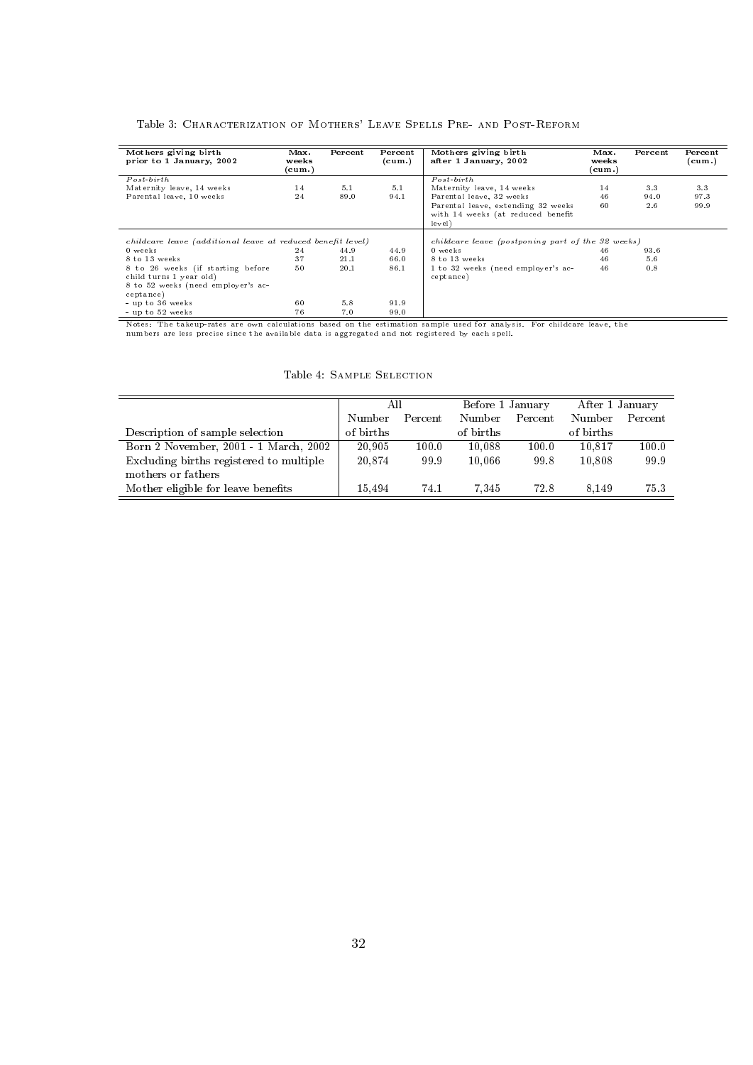Table 3: Characterization of Mothers' Leave Spells Pre- and Post-Reform

| Mothers giving birth prior to 1 January, 2002 | Max. weeks (cum.) | Percent | Percent (cum.) | Mothers giving birth after 1 January, 2002 | Max. weeks (cum.) | Percent | Percent (cum.) |
|---|---|---|---|---|---|---|---|
| *Post-birth* | | | | *Post-birth* | | | |
| Maternity leave, 14 weeks | 14 | 5.1 | 5.1 | Maternity leave, 14 weeks | 14 | 3.3 | 3.3 |
| Parental leave, 10 weeks | 24 | 89.0 | 94.1 | Parental leave, 32 weeks | 46 | 94.0 | 97.3 |
| | | | | Parental leave, extending 32 weeks with 14 weeks (at reduced benefit level) | 60 | 2.6 | 99.9 |
| *childcare leave (additional leave at reduced benefit level)* | | | | *childcare leave (postponing part of the 32 weeks)* | | | |
| 0 weeks | 24 | 44.9 | 44.9 | 0 weeks | 46 | 93.6 | |
| 8 to 13 weeks | 37 | 21.1 | 66.0 | 8 to 13 weeks | 46 | 5.6 | |
| 8 to 26 weeks (if starting before child turns 1 year old) | 50 | 20.1 | 86.1 | 1 to 32 weeks (need employer's acceptance) | 46 | 0.8 | |
| 8 to 52 weeks (need employer's acceptance) | | | | | | | |
| - up to 36 weeks | 60 | 5.8 | 91.9 | | | | |
| - up to 52 weeks | 76 | 7.0 | 99.0 | | | | |

Notes: The takeup-rates are own calculations based on the estimation sample used for analysis. For childcare leave, the numbers are less precise since the available data is aggregated and not registered by each spell.

Table 4: Sample Selection

| | All | | Before 1 January | | After 1 January | |
|---|---|---|---|---|---|---|
| Description of sample selection | Number of births | Percent | Number of births | Percent | Number of births | Percent |
| Born 2 November, 2001 - 1 March, 2002 | 20,905 | 100.0 | 10,088 | 100.0 | 10,817 | 100.0 |
| Excluding births registered to multiple mothers or fathers | 20,874 | 99.9 | 10,066 | 99.8 | 10,808 | 99.9 |
| Mother eligible for leave benefits | 15,494 | 74.1 | 7,345 | 72.8 | 8,149 | 75.3 |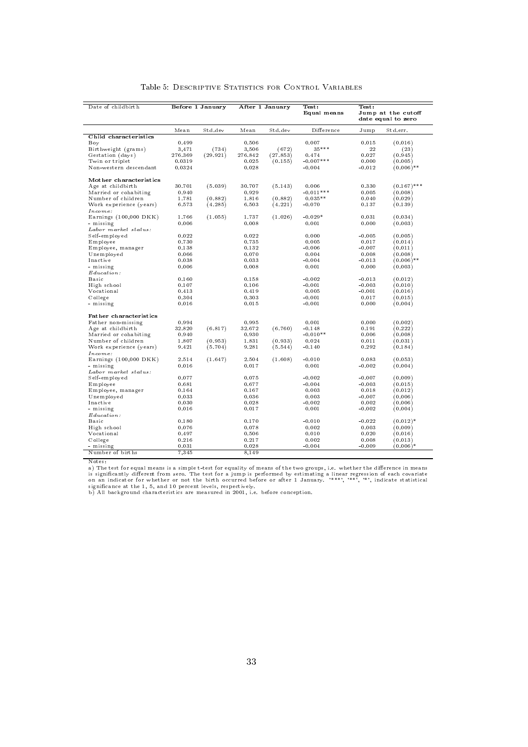Table 5: Descriptive Statistics for Control Variables

| Date of childbirth | Before 1 January | | After 1 January | | Test: Equal means | Test: Jump at the cutoff date equal to zero | |
|---|---|---|---|---|---|---|---|
| | Mean | Std.dev | Mean | Std.dev | Difference | Jump | Std.err. |
| **Child characteristics** | | | | | | | |
| Boy | 0.499 | | 0.506 | | 0.007 | 0.015 | (0.016) |
| Birthweight (grams) | 3,471 | (734) | 3,506 | (672) | 35*** | 22 | (23) |
| Gestation (days) | 276.369 | (29.921) | 276.842 | (27.853) | 0.474 | 0.027 | (0.945) |
| Twin or triplet | 0.0319 | | 0.025 | (0.155) | -0.007*** | 0.000 | (0.005) |
| Non-western descendant | 0.0324 | | 0.028 | | -0.004 | -0.012 | (0.006)** |
| **Mother characteristics** | | | | | | | |
| Age at childbirth | 30.701 | (5.039) | 30.707 | (5.143) | 0.006 | 0.330 | (0.167)*** |
| Married or cohabiting | 0.940 | | 0.929 | | -0.011*** | 0.005 | (0.008) |
| Number of children | 1.781 | (0.882) | 1.816 | (0.882) | 0.035** | 0.040 | (0.029) |
| Work experience (years) | 6.573 | (4.285) | 6.503 | (4.221) | -0.070 | 0.137 | (0.139) |
| *Income:* | | | | | | | |
| Earnings (100,000 DKK) | 1.766 | (1.055) | 1.737 | (1.026) | -0.029* | 0.031 | (0.034) |
| - missing | 0.006 | | 0.008 | | 0.001 | 0.000 | (0.003) |
| *Labor market status:* | | | | | | | |
| Self-employed | 0.022 | | 0.022 | | 0.000 | -0.005 | (0.005) |
| Employee | 0.730 | | 0.735 | | 0.005 | 0.017 | (0.014) |
| Employee, manager | 0.138 | | 0.132 | | -0.006 | -0.007 | (0.011) |
| Unemployed | 0.066 | | 0.070 | | 0.004 | 0.008 | (0.008) |
| Inactive | 0.038 | | 0.033 | | -0.004 | -0.013 | (0.006)** |
| - missing | 0.006 | | 0.008 | | 0.001 | 0.000 | (0.003) |
| *Education:* | | | | | | | |
| Basic | 0.160 | | 0.158 | | -0.002 | -0.013 | (0.012) |
| High school | 0.107 | | 0.106 | | -0.001 | -0.003 | (0.010) |
| Vocational | 0.413 | | 0.419 | | 0.005 | -0.001 | (0.016) |
| College | 0.304 | | 0.303 | | -0.001 | 0.017 | (0.015) |
| - missing | 0.016 | | 0.015 | | -0.001 | 0.000 | (0.004) |
| **Father characteristics** | | | | | | | |
| Father non-missing | 0.994 | | 0.995 | | 0.001 | 0.000 | (0.002) |
| Age at childbirth | 32.820 | (6.817) | 32.672 | (6.760) | -0.148 | 0.191 | (0.222) |
| Married or cohabiting | 0.940 | | 0.930 | | -0.010** | 0.006 | (0.008) |
| Number of children | 1.807 | (0.953) | 1.831 | (0.933) | 0.024 | 0.011 | (0.031) |
| Work experience (years) | 9.421 | (5.704) | 9.281 | (5.544) | -0.140 | 0.292 | (0.184) |
| *Income:* | | | | | | | |
| Earnings (100,000 DKK) | 2.514 | (1.647) | 2.504 | (1.608) | -0.010 | 0.083 | (0.053) |
| - missing | 0.016 | | 0.017 | | 0.001 | -0.002 | (0.004) |
| *Labor market status:* | | | | | | | |
| Self-employed | 0.077 | | 0.075 | | -0.002 | -0.007 | (0.009) |
| Employee | 0.681 | | 0.677 | | -0.004 | -0.003 | (0.015) |
| Employee, manager | 0.164 | | 0.167 | | 0.003 | 0.018 | (0.012) |
| Unemployed | 0.033 | | 0.036 | | 0.003 | -0.007 | (0.006) |
| Inactive | 0.030 | | 0.028 | | -0.002 | 0.002 | (0.006) |
| - missing | 0.016 | | 0.017 | | 0.001 | -0.002 | (0.004) |
| *Education:* | | | | | | | |
| Basic | 0.180 | | 0.170 | | -0.010 | -0.022 | (0.012)* |
| High school | 0.076 | | 0.078 | | 0.002 | 0.003 | (0.009) |
| Vocational | 0.497 | | 0.506 | | 0.010 | 0.020 | (0.016) |
| College | 0.216 | | 0.217 | | 0.002 | 0.008 | (0.013) |
| - missing | 0.031 | | 0.028 | | -0.004 | -0.009 | (0.006)* |
| Number of births | 7,345 | | 8,149 | | | | |

Notes:

a) The test for equal means is a simple t-test for equality of means of the two groups, i.e. whether the difference in means is significantly different from zero. The test for a jump is performed by estimating a linear regression of each covariate on an indicator for whether or not the birth occurred before or after 1 January. '***', '**', '*', indicate statistical significance at the 1, 5, and 10 percent levels, respectively.

b) All background characteristics are measured in 2001, i.e. before conception.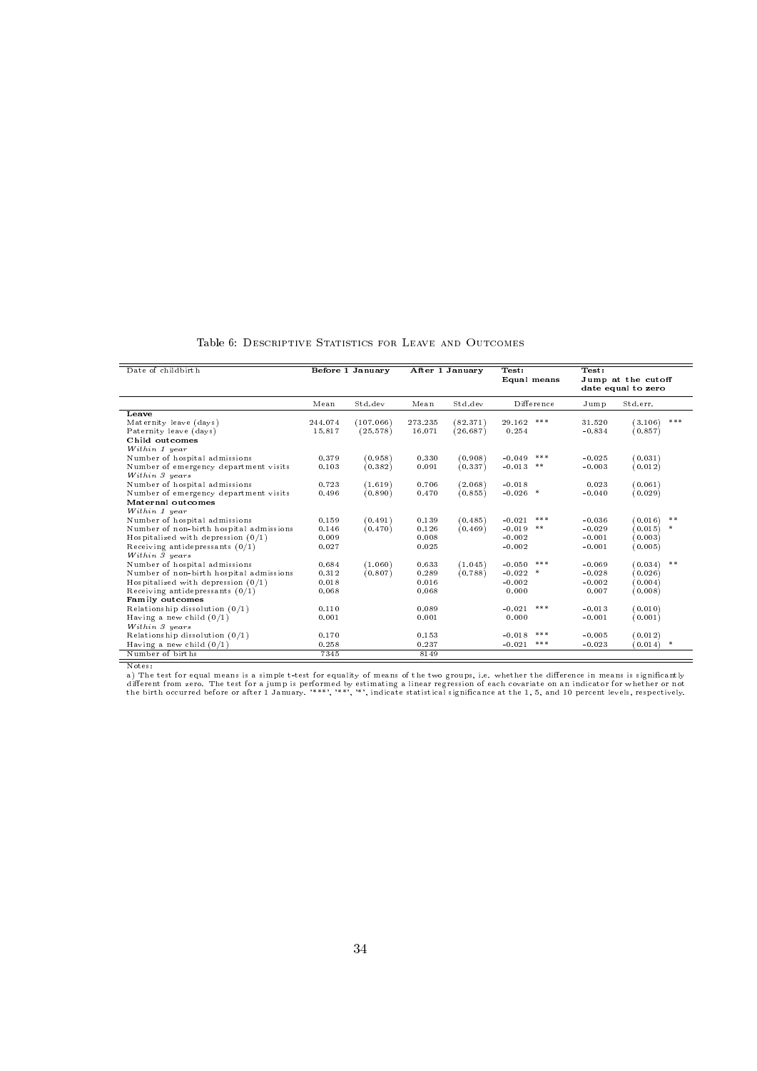Table 6: Descriptive Statistics for Leave and Outcomes

| Date of childbirth | Before 1 January | | After 1 January | | Test: Equal means | | Test: Jump at the cutoff date equal to zero | | |
|---|---|---|---|---|---|---|---|---|---|
| | Mean | Std.dev | Mean | Std.dev | Difference | | Jump | Std.err. | |
| **Leave** | | | | | | | | | |
| Maternity leave (days) | 244.074 | (107.066) | 273.235 | (82.371) | 29.162 | *** | 31.520 | (3.106) | *** |
| Paternity leave (days) | 15.817 | (25.578) | 16.071 | (26.687) | 0.254 | | -0.834 | (0.857) | |
| **Child outcomes** | | | | | | | | | |
| *Within 1 year* | | | | | | | | | |
| Number of hospital admissions | 0.379 | (0.958) | 0.330 | (0.908) | -0.049 | *** | -0.025 | (0.031) | |
| Number of emergency department visits | 0.103 | (0.382) | 0.091 | (0.337) | -0.013 | ** | -0.003 | (0.012) | |
| *Within 3 years* | | | | | | | | | |
| Number of hospital admissions | 0.723 | (1.619) | 0.706 | (2.068) | -0.018 | | 0.023 | (0.061) | |
| Number of emergency department visits | 0.496 | (0.890) | 0.470 | (0.855) | -0.026 | * | -0.040 | (0.029) | |
| **Maternal outcomes** | | | | | | | | | |
| *Within 1 year* | | | | | | | | | |
| Number of hospital admissions | 0.159 | (0.491) | 0.139 | (0.485) | -0.021 | *** | -0.036 | (0.016) | ** |
| Number of non-birth hospital admissions | 0.146 | (0.470) | 0.126 | (0.469) | -0.019 | ** | -0.029 | (0.015) | * |
| Hospitalized with depression (0/1) | 0.009 | | 0.008 | | -0.002 | | -0.001 | (0.003) | |
| Receiving antidepressants (0/1) | 0.027 | | 0.025 | | -0.002 | | -0.001 | (0.005) | |
| *Within 3 years* | | | | | | | | | |
| Number of hospital admissions | 0.684 | (1.060) | 0.633 | (1.045) | -0.050 | *** | -0.069 | (0.034) | ** |
| Number of non-birth hospital admissions | 0.312 | (0.807) | 0.289 | (0.788) | -0.022 | * | -0.028 | (0.026) | |
| Hospitalized with depression (0/1) | 0.018 | | 0.016 | | -0.002 | | -0.002 | (0.004) | |
| Receiving antidepressants (0/1) | 0.068 | | 0.068 | | 0.000 | | 0.007 | (0.008) | |
| **Family outcomes** | | | | | | | | | |
| Relationship dissolution (0/1) | 0.110 | | 0.089 | | -0.021 | *** | -0.013 | (0.010) | |
| Having a new child (0/1) | 0.001 | | 0.001 | | 0.000 | | -0.001 | (0.001) | |
| *Within 3 years* | | | | | | | | | |
| Relationship dissolution (0/1) | 0.170 | | 0.153 | | -0.018 | *** | -0.005 | (0.012) | |
| Having a new child (0/1) | 0.258 | | 0.237 | | -0.021 | *** | -0.023 | (0.014) | * |
| Number of births | 7345 | | 8149 | | | | | | |

Notes:
a) The test for equal means is a simple t-test for equality of means of the two groups, i.e. whether the difference in means is significantly different from zero. The test for a jump is performed by estimating a linear regression of each covariate on an indicator for whether or not the birth occurred before or after 1 January. '***', '**', '*', indicate statistical significance at the 1, 5, and 10 percent levels, respectively.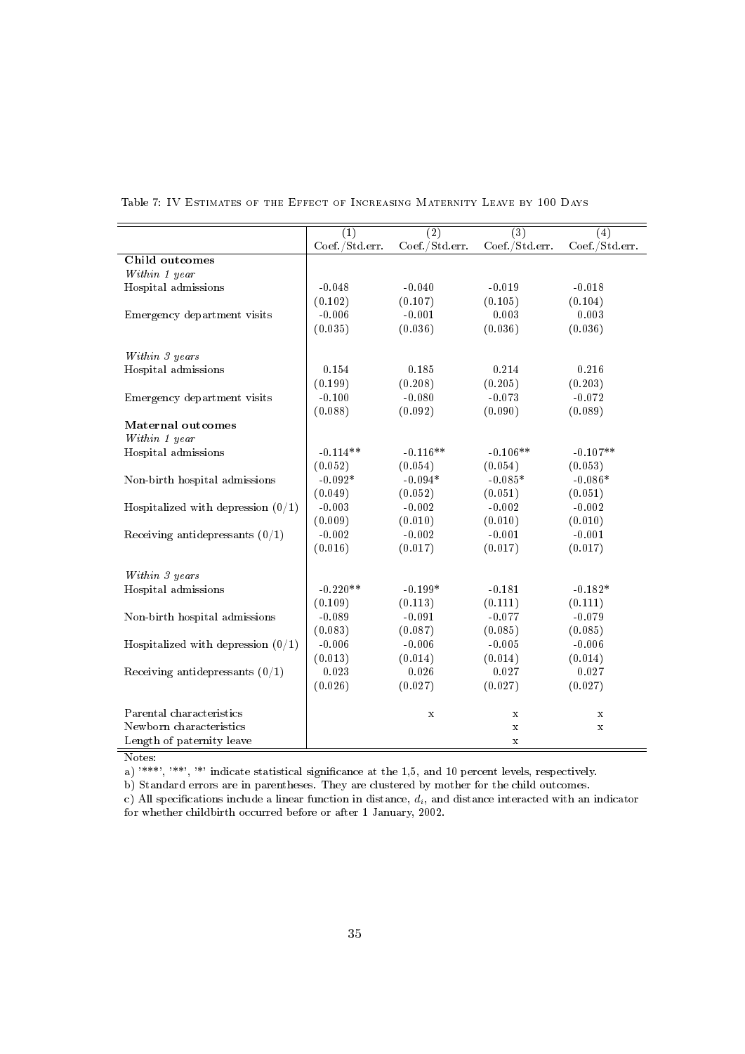Table 7: IV Estimates of the Effect of Increasing Maternity Leave by 100 Days

| | (1) | (2) | (3) | (4) |
|---|---|---|---|---|
| | Coef./Std.err. | Coef./Std.err. | Coef./Std.err. | Coef./Std.err. |
| **Child outcomes** | | | | |
| *Within 1 year* | | | | |
| Hospital admissions | -0.048 | -0.040 | -0.019 | -0.018 |
| | (0.102) | (0.107) | (0.105) | (0.104) |
| Emergency department visits | -0.006 | -0.001 | 0.003 | 0.003 |
| | (0.035) | (0.036) | (0.036) | (0.036) |
| *Within 3 years* | | | | |
| Hospital admissions | 0.154 | 0.185 | 0.214 | 0.216 |
| | (0.199) | (0.208) | (0.205) | (0.203) |
| Emergency department visits | -0.100 | -0.080 | -0.073 | -0.072 |
| | (0.088) | (0.092) | (0.090) | (0.089) |
| **Maternal outcomes** | | | | |
| *Within 1 year* | | | | |
| Hospital admissions | -0.114** | -0.116** | -0.106** | -0.107** |
| | (0.052) | (0.054) | (0.054) | (0.053) |
| Non-birth hospital admissions | -0.092* | -0.094* | -0.085* | -0.086* |
| | (0.049) | (0.052) | (0.051) | (0.051) |
| Hospitalized with depression (0/1) | -0.003 | -0.002 | -0.002 | -0.002 |
| | (0.009) | (0.010) | (0.010) | (0.010) |
| Receiving antidepressants (0/1) | -0.002 | -0.002 | -0.001 | -0.001 |
| | (0.016) | (0.017) | (0.017) | (0.017) |
| *Within 3 years* | | | | |
| Hospital admissions | -0.220** | -0.199* | -0.181 | -0.182* |
| | (0.109) | (0.113) | (0.111) | (0.111) |
| Non-birth hospital admissions | -0.089 | -0.091 | -0.077 | -0.079 |
| | (0.083) | (0.087) | (0.085) | (0.085) |
| Hospitalized with depression (0/1) | -0.006 | -0.006 | -0.005 | -0.006 |
| | (0.013) | (0.014) | (0.014) | (0.014) |
| Receiving antidepressants (0/1) | 0.023 | 0.026 | 0.027 | 0.027 |
| | (0.026) | (0.027) | (0.027) | (0.027) |
| Parental characteristics | | x | x | x |
| Newborn characteristics | | | x | x |
| Length of paternity leave | | | x | |

Notes:

a) '***', '**', '*' indicate statistical significance at the 1,5, and 10 percent levels, respectively.

b) Standard errors are in parentheses. They are clustered by mother for the child outcomes.

c) All specifications include a linear function in distance, $d_i$, and distance interacted with an indicator for whether childbirth occurred before or after 1 January, 2002.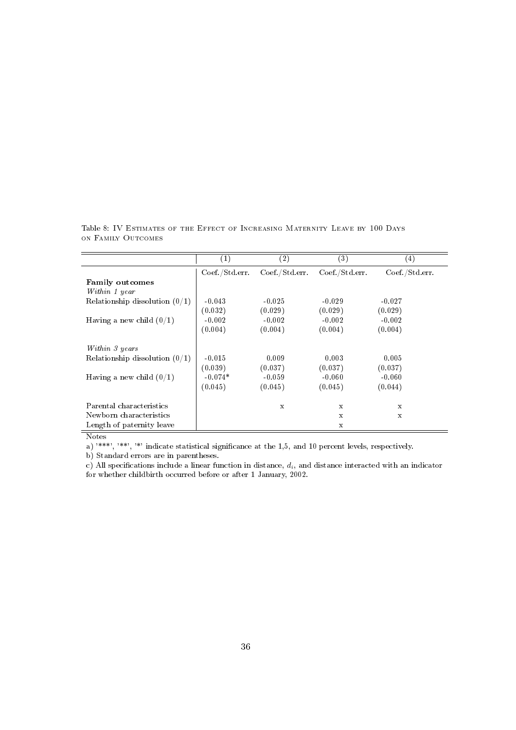Table 8: IV Estimates of the Effect of Increasing Maternity Leave by 100 Days on Family Outcomes

| | (1) | (2) | (3) | (4) |
|---|---|---|---|---|
| | Coef./Std.err. | Coef./Std.err. | Coef./Std.err. | Coef./Std.err. |
| **Family outcomes** | | | | |
| *Within 1 year* | | | | |
| Relationship dissolution (0/1) | -0.043 | -0.025 | -0.029 | -0.027 |
| | (0.032) | (0.029) | (0.029) | (0.029) |
| Having a new child (0/1) | -0.002 | -0.002 | -0.002 | -0.002 |
| | (0.004) | (0.004) | (0.004) | (0.004) |
| *Within 3 years* | | | | |
| Relationship dissolution (0/1) | -0.015 | 0.009 | 0.003 | 0.005 |
| | (0.039) | (0.037) | (0.037) | (0.037) |
| Having a new child (0/1) | -0.074* | -0.059 | -0.060 | -0.060 |
| | (0.045) | (0.045) | (0.045) | (0.044) |
| Parental characteristics | | x | x | x |
| Newborn characteristics | | | x | x |
| Length of paternity leave | | | x | |

Notes

a) '***', '**', '*' indicate statistical significance at the 1,5, and 10 percent levels, respectively.

b) Standard errors are in parentheses.

c) All specifications include a linear function in distance, $d_i$, and distance interacted with an indicator for whether childbirth occurred before or after 1 January, 2002.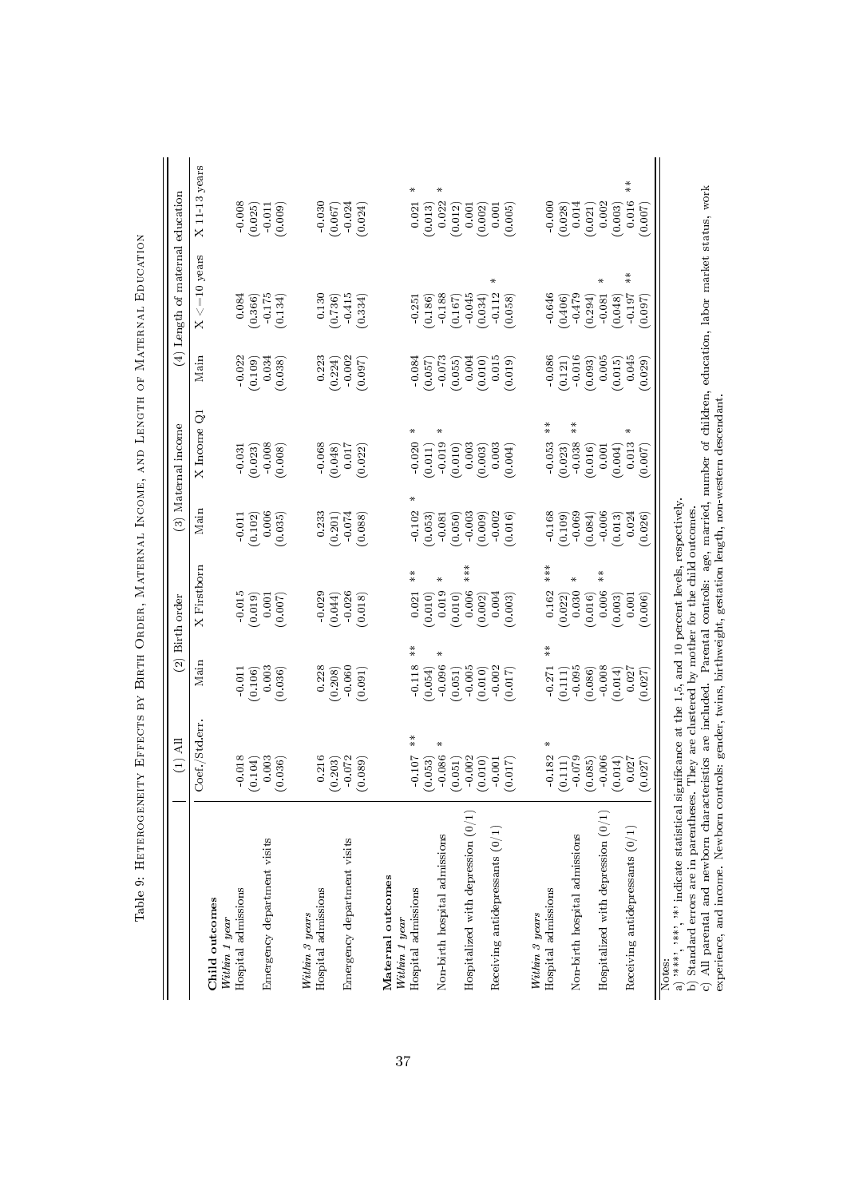Table 9: Heterogeneity Effects by Birth Order, Maternal Income, and Length of Maternal Education

| | (1) All | | (2) Birth order | | | | (3) Maternal income | | | | (4) Length of maternal education | | | | | |
|---|---|---|---|---|---|---|---|---|---|---|---|---|---|---|---|---|
| | Coef./Std.err. | | Main | | X Firstborn | | Main | | X Income Q1 | | Main | | X <=10 years | | X 11-13 years | |
| **Child outcomes** | | | | | | | | | | | | | | | | |
| *Within 1 year* | | | | | | | | | | | | | | | | |
| Hospital admissions | -0.018 | | -0.011 | | -0.015 | | -0.011 | | -0.031 | | -0.022 | | 0.084 | | -0.008 | |
| | (0.104) | | (0.106) | | (0.019) | | (0.102) | | (0.023) | | (0.109) | | (0.366) | | (0.025) | |
| Emergency department visits | 0.003 | | 0.003 | | 0.001 | | 0.006 | | -0.008 | | 0.034 | | -0.175 | | -0.011 | |
| | (0.036) | | (0.036) | | (0.007) | | (0.035) | | (0.008) | | (0.038) | | (0.134) | | (0.009) | |
| *Within 3 years* | | | | | | | | | | | | | | | | |
| Hospital admissions | 0.216 | | 0.228 | | -0.029 | | 0.233 | | -0.068 | | 0.223 | | 0.130 | | -0.030 | |
| | (0.203) | | (0.208) | | (0.044) | | (0.201) | | (0.048) | | (0.224) | | (0.736) | | (0.067) | |
| Emergency department visits | -0.072 | | -0.060 | | -0.026 | | -0.074 | | 0.017 | | -0.002 | | -0.415 | | -0.024 | |
| | (0.089) | | (0.091) | | (0.018) | | (0.088) | | (0.022) | | (0.097) | | (0.334) | | (0.024) | |
| **Maternal outcomes** | | | | | | | | | | | | | | | | |
| *Within 1 year* | | | | | | | | | | | | | | | | |
| Hospital admissions | -0.107 | ** | -0.118 | ** | 0.021 | ** | -0.102 | * | -0.020 | * | -0.084 | | -0.251 | | 0.021 | * |
| | (0.053) | | (0.054) | | (0.010) | | (0.053) | | (0.011) | | (0.057) | | (0.186) | | (0.013) | |
| Non-birth hospital admissions | -0.086 | * | -0.096 | * | 0.019 | * | -0.081 | | -0.019 | * | -0.073 | | -0.188 | | 0.022 | * |
| | (0.051) | | (0.051) | | (0.010) | | (0.050) | | (0.010) | | (0.055) | | (0.167) | | (0.012) | |
| Hospitalized with depression (0/1) | -0.002 | | -0.005 | | 0.006 | *** | -0.003 | | 0.003 | | 0.004 | | -0.045 | | 0.001 | |
| | (0.010) | | (0.010) | | (0.002) | | (0.009) | | (0.003) | | (0.010) | | (0.034) | | (0.002) | |
| Receiving antidepressants (0/1) | -0.001 | | -0.002 | | 0.004 | | -0.002 | | 0.003 | | 0.015 | | -0.112 | * | 0.001 | |
| | (0.017) | | (0.017) | | (0.003) | | (0.016) | | (0.004) | | (0.019) | | (0.058) | | (0.005) | |
| *Within 3 years* | | | | | | | | | | | | | | | | |
| Hospital admissions | -0.182 | * | -0.271 | ** | 0.162 | *** | -0.168 | | -0.053 | ** | -0.086 | | -0.646 | | -0.000 | |
| | (0.111) | | (0.111) | | (0.022) | | (0.109) | | (0.023) | | (0.121) | | (0.406) | | (0.028) | |
| Non-birth hospital admissions | -0.079 | | -0.095 | | 0.030 | * | -0.069 | | -0.038 | ** | -0.016 | | -0.479 | | 0.014 | |
| | (0.085) | | (0.086) | | (0.016) | | (0.084) | | (0.016) | | (0.093) | | (0.294) | | (0.021) | |
| Hospitalized with depression (0/1) | -0.006 | | -0.008 | | 0.006 | ** | -0.006 | | 0.001 | | 0.005 | | -0.081 | * | 0.002 | |
| | (0.014) | | (0.014) | | (0.003) | | (0.013) | | (0.004) | | (0.015) | | (0.048) | | (0.003) | |
| Receiving antidepressants (0/1) | 0.027 | | 0.027 | | 0.001 | | 0.024 | | 0.013 | * | 0.045 | | -0.197 | ** | 0.016 | ** |
| | (0.027) | | (0.027) | | (0.006) | | (0.026) | | (0.007) | | (0.029) | | (0.097) | | (0.007) | |

Notes:

a) '***', '**', '*' indicate statistical significance at the 1,5, and 10 percent levels, respectively.

b) Standard errors are in parentheses. They are clustered by mother for the child outcomes.

c) All parental and newborn characteristics are included. Parental controls: age, married, number of children, education, labor market status, work experience, and income. Newborn controls: gender, twins, birthweight, gestation length, non-western descendant.